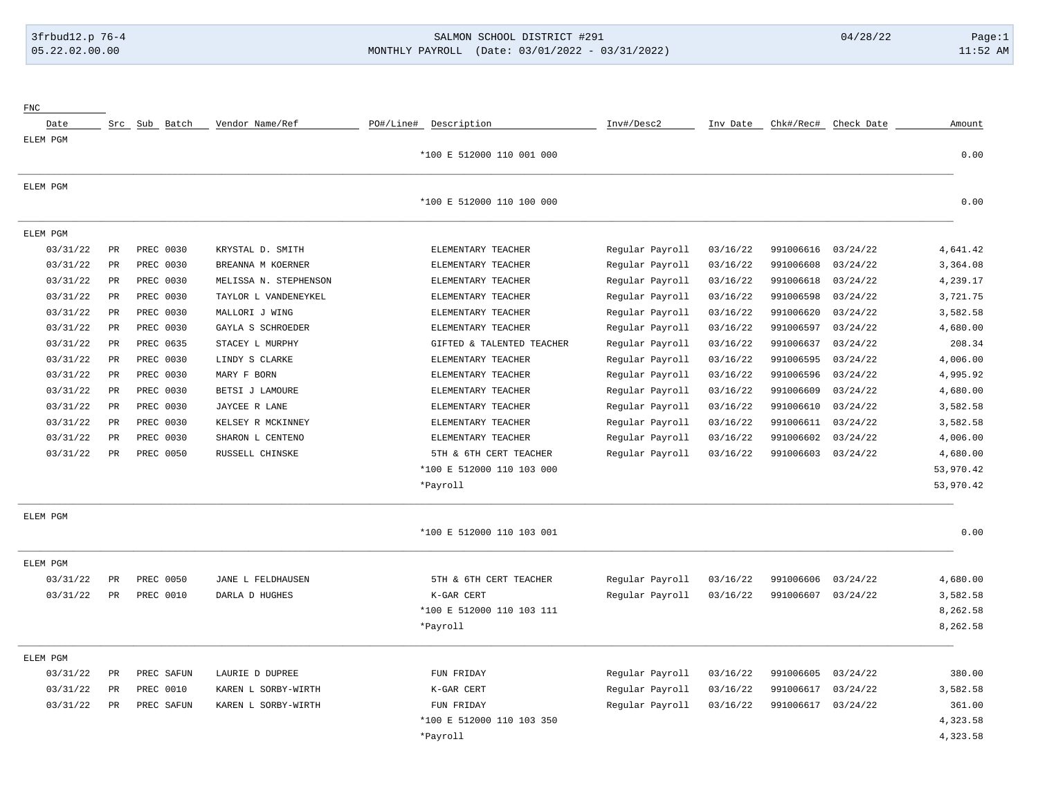SALMON SCHOOL DISTRICT #291

MONTHLY PAYROLL (Date: 03/01/2022 - 03/31/2022)

| Date | Src | Sub | Batch | Vendor Name/Ref | PO#/Line# | Description | Inv#/Desc2 | Inv Date | Chk#/Rec# | Check Date | Amount |
|---|---|---|---|---|---|---|---|---|---|---|---|
| **FNC** | | | | | | | | | | | |
| ELEM PGM | | | | | | | | | | | |
| | | | | | | *100 E 512000 110 001 000 | | | | | 0.00 |
| ELEM PGM | | | | | | | | | | | |
| | | | | | | *100 E 512000 110 100 000 | | | | | 0.00 |
| ELEM PGM | | | | | | | | | | | |
| 03/31/22 | PR | PREC | 0030 | KRYSTAL D. SMITH | | ELEMENTARY TEACHER | Regular Payroll | 03/16/22 | 991006616 | 03/24/22 | 4,641.42 |
| 03/31/22 | PR | PREC | 0030 | BREANNA M KOERNER | | ELEMENTARY TEACHER | Regular Payroll | 03/16/22 | 991006608 | 03/24/22 | 3,364.08 |
| 03/31/22 | PR | PREC | 0030 | MELISSA N. STEPHENSON | | ELEMENTARY TEACHER | Regular Payroll | 03/16/22 | 991006618 | 03/24/22 | 4,239.17 |
| 03/31/22 | PR | PREC | 0030 | TAYLOR L VANDENEYKEL | | ELEMENTARY TEACHER | Regular Payroll | 03/16/22 | 991006598 | 03/24/22 | 3,721.75 |
| 03/31/22 | PR | PREC | 0030 | MALLORI J WING | | ELEMENTARY TEACHER | Regular Payroll | 03/16/22 | 991006620 | 03/24/22 | 3,582.58 |
| 03/31/22 | PR | PREC | 0030 | GAYLA S SCHROEDER | | ELEMENTARY TEACHER | Regular Payroll | 03/16/22 | 991006597 | 03/24/22 | 4,680.00 |
| 03/31/22 | PR | PREC | 0635 | STACEY L MURPHY | | GIFTED & TALENTED TEACHER | Regular Payroll | 03/16/22 | 991006637 | 03/24/22 | 208.34 |
| 03/31/22 | PR | PREC | 0030 | LINDY S CLARKE | | ELEMENTARY TEACHER | Regular Payroll | 03/16/22 | 991006595 | 03/24/22 | 4,006.00 |
| 03/31/22 | PR | PREC | 0030 | MARY F BORN | | ELEMENTARY TEACHER | Regular Payroll | 03/16/22 | 991006596 | 03/24/22 | 4,995.92 |
| 03/31/22 | PR | PREC | 0030 | BETSI J LAMOURE | | ELEMENTARY TEACHER | Regular Payroll | 03/16/22 | 991006609 | 03/24/22 | 4,680.00 |
| 03/31/22 | PR | PREC | 0030 | JAYCEE R LANE | | ELEMENTARY TEACHER | Regular Payroll | 03/16/22 | 991006610 | 03/24/22 | 3,582.58 |
| 03/31/22 | PR | PREC | 0030 | KELSEY R MCKINNEY | | ELEMENTARY TEACHER | Regular Payroll | 03/16/22 | 991006611 | 03/24/22 | 3,582.58 |
| 03/31/22 | PR | PREC | 0030 | SHARON L CENTENO | | ELEMENTARY TEACHER | Regular Payroll | 03/16/22 | 991006602 | 03/24/22 | 4,006.00 |
| 03/31/22 | PR | PREC | 0050 | RUSSELL CHINSKE | | 5TH & 6TH CERT TEACHER | Regular Payroll | 03/16/22 | 991006603 | 03/24/22 | 4,680.00 |
| | | | | | | *100 E 512000 110 103 000 | | | | | 53,970.42 |
| | | | | | | *Payroll | | | | | 53,970.42 |
| ELEM PGM | | | | | | | | | | | |
| | | | | | | *100 E 512000 110 103 001 | | | | | 0.00 |
| ELEM PGM | | | | | | | | | | | |
| 03/31/22 | PR | PREC | 0050 | JANE L FELDHAUSEN | | 5TH & 6TH CERT TEACHER | Regular Payroll | 03/16/22 | 991006606 | 03/24/22 | 4,680.00 |
| 03/31/22 | PR | PREC | 0010 | DARLA D HUGHES | | K-GAR CERT | Regular Payroll | 03/16/22 | 991006607 | 03/24/22 | 3,582.58 |
| | | | | | | *100 E 512000 110 103 111 | | | | | 8,262.58 |
| | | | | | | *Payroll | | | | | 8,262.58 |
| ELEM PGM | | | | | | | | | | | |
| 03/31/22 | PR | PREC | SAFUN | LAURIE D DUPREE | | FUN FRIDAY | Regular Payroll | 03/16/22 | 991006605 | 03/24/22 | 380.00 |
| 03/31/22 | PR | PREC | 0010 | KAREN L SORBY-WIRTH | | K-GAR CERT | Regular Payroll | 03/16/22 | 991006617 | 03/24/22 | 3,582.58 |
| 03/31/22 | PR | PREC | SAFUN | KAREN L SORBY-WIRTH | | FUN FRIDAY | Regular Payroll | 03/16/22 | 991006617 | 03/24/22 | 361.00 |
| | | | | | | *100 E 512000 110 103 350 | | | | | 4,323.58 |
| | | | | | | *Payroll | | | | | 4,323.58 |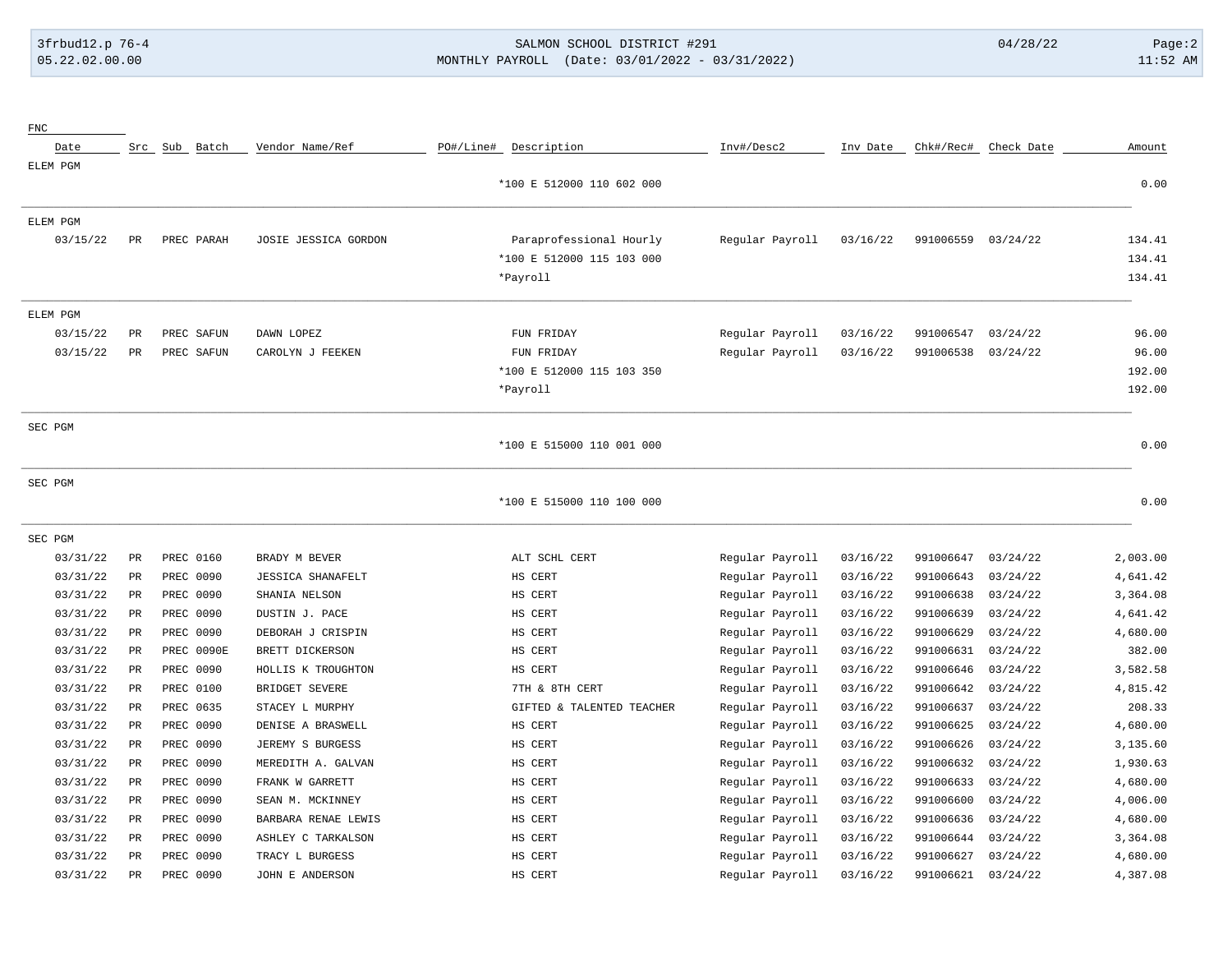| Date | Src | Sub | Batch | Vendor Name/Ref | PO#/Line# | Description | Inv#/Desc2 | Inv Date | Chk#/Rec# | Check Date | Amount |
|---|---|---|---|---|---|---|---|---|---|---|---|
| **FNC** | | | | | | | | | | | |
| ELEM PGM | | | | | | | | | | | |
| | | | | | | *100 E 512000 110 602 000 | | | | | 0.00 |
| ELEM PGM | | | | | | | | | | | |
| 03/15/22 | PR | PREC | PARAH | JOSIE JESSICA GORDON | | Paraprofessional Hourly | Regular Payroll | 03/16/22 | 991006559 | 03/24/22 | 134.41 |
| | | | | | | *100 E 512000 115 103 000 | | | | | 134.41 |
| | | | | | | *Payroll | | | | | 134.41 |
| ELEM PGM | | | | | | | | | | | |
| 03/15/22 | PR | PREC | SAFUN | DAWN LOPEZ | | FUN FRIDAY | Regular Payroll | 03/16/22 | 991006547 | 03/24/22 | 96.00 |
| 03/15/22 | PR | PREC | SAFUN | CAROLYN J FEEKEN | | FUN FRIDAY | Regular Payroll | 03/16/22 | 991006538 | 03/24/22 | 96.00 |
| | | | | | | *100 E 512000 115 103 350 | | | | | 192.00 |
| | | | | | | *Payroll | | | | | 192.00 |
| SEC PGM | | | | | | | | | | | |
| | | | | | | *100 E 515000 110 001 000 | | | | | 0.00 |
| SEC PGM | | | | | | | | | | | |
| | | | | | | *100 E 515000 110 100 000 | | | | | 0.00 |
| SEC PGM | | | | | | | | | | | |
| 03/31/22 | PR | PREC | 0160 | BRADY M BEVER | | ALT SCHL CERT | Regular Payroll | 03/16/22 | 991006647 | 03/24/22 | 2,003.00 |
| 03/31/22 | PR | PREC | 0090 | JESSICA SHANAFELT | | HS CERT | Regular Payroll | 03/16/22 | 991006643 | 03/24/22 | 4,641.42 |
| 03/31/22 | PR | PREC | 0090 | SHANIA NELSON | | HS CERT | Regular Payroll | 03/16/22 | 991006638 | 03/24/22 | 3,364.08 |
| 03/31/22 | PR | PREC | 0090 | DUSTIN J. PACE | | HS CERT | Regular Payroll | 03/16/22 | 991006639 | 03/24/22 | 4,641.42 |
| 03/31/22 | PR | PREC | 0090 | DEBORAH J CRISPIN | | HS CERT | Regular Payroll | 03/16/22 | 991006629 | 03/24/22 | 4,680.00 |
| 03/31/22 | PR | PREC | 0090E | BRETT DICKERSON | | HS CERT | Regular Payroll | 03/16/22 | 991006631 | 03/24/22 | 382.00 |
| 03/31/22 | PR | PREC | 0090 | HOLLIS K TROUGHTON | | HS CERT | Regular Payroll | 03/16/22 | 991006646 | 03/24/22 | 3,582.58 |
| 03/31/22 | PR | PREC | 0100 | BRIDGET SEVERE | | 7TH & 8TH CERT | Regular Payroll | 03/16/22 | 991006642 | 03/24/22 | 4,815.42 |
| 03/31/22 | PR | PREC | 0635 | STACEY L MURPHY | | GIFTED & TALENTED TEACHER | Regular Payroll | 03/16/22 | 991006637 | 03/24/22 | 208.33 |
| 03/31/22 | PR | PREC | 0090 | DENISE A BRASWELL | | HS CERT | Regular Payroll | 03/16/22 | 991006625 | 03/24/22 | 4,680.00 |
| 03/31/22 | PR | PREC | 0090 | JEREMY S BURGESS | | HS CERT | Regular Payroll | 03/16/22 | 991006626 | 03/24/22 | 3,135.60 |
| 03/31/22 | PR | PREC | 0090 | MEREDITH A. GALVAN | | HS CERT | Regular Payroll | 03/16/22 | 991006632 | 03/24/22 | 1,930.63 |
| 03/31/22 | PR | PREC | 0090 | FRANK W GARRETT | | HS CERT | Regular Payroll | 03/16/22 | 991006633 | 03/24/22 | 4,680.00 |
| 03/31/22 | PR | PREC | 0090 | SEAN M. MCKINNEY | | HS CERT | Regular Payroll | 03/16/22 | 991006600 | 03/24/22 | 4,006.00 |
| 03/31/22 | PR | PREC | 0090 | BARBARA RENAE LEWIS | | HS CERT | Regular Payroll | 03/16/22 | 991006636 | 03/24/22 | 4,680.00 |
| 03/31/22 | PR | PREC | 0090 | ASHLEY C TARKALSON | | HS CERT | Regular Payroll | 03/16/22 | 991006644 | 03/24/22 | 3,364.08 |
| 03/31/22 | PR | PREC | 0090 | TRACY L BURGESS | | HS CERT | Regular Payroll | 03/16/22 | 991006627 | 03/24/22 | 4,680.00 |
| 03/31/22 | PR | PREC | 0090 | JOHN E ANDERSON | | HS CERT | Regular Payroll | 03/16/22 | 991006621 | 03/24/22 | 4,387.08 |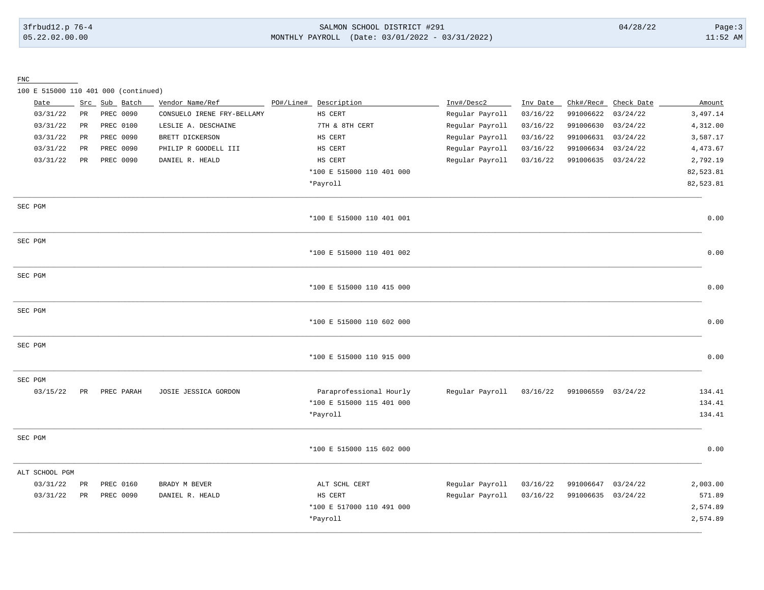FNC

100 E 515000 110 401 000 (continued)

| Date | Src | Sub | Batch | Vendor Name/Ref | PO#/Line# | Description | Inv#/Desc2 | Inv Date | Chk#/Rec# | Check Date | Amount |
|---|---|---|---|---|---|---|---|---|---|---|---|
| 03/31/22 | PR | PREC | 0090 | CONSUELO IRENE FRY-BELLAMY | | HS CERT | Regular Payroll | 03/16/22 | 991006622 | 03/24/22 | 3,497.14 |
| 03/31/22 | PR | PREC | 0100 | LESLIE A. DESCHAINE | | 7TH & 8TH CERT | Regular Payroll | 03/16/22 | 991006630 | 03/24/22 | 4,312.00 |
| 03/31/22 | PR | PREC | 0090 | BRETT DICKERSON | | HS CERT | Regular Payroll | 03/16/22 | 991006631 | 03/24/22 | 3,587.17 |
| 03/31/22 | PR | PREC | 0090 | PHILIP R GOODELL III | | HS CERT | Regular Payroll | 03/16/22 | 991006634 | 03/24/22 | 4,473.67 |
| 03/31/22 | PR | PREC | 0090 | DANIEL R. HEALD | | HS CERT | Regular Payroll | 03/16/22 | 991006635 | 03/24/22 | 2,792.19 |
| | | | | | | *100 E 515000 110 401 000 | | | | | 82,523.81 |
| | | | | | | *Payroll | | | | | 82,523.81 |

SEC PGM

| | Amount |
|---|---|
| *100 E 515000 110 401 001 | 0.00 |

SEC PGM

| | Amount |
|---|---|
| *100 E 515000 110 401 002 | 0.00 |

SEC PGM

| | Amount |
|---|---|
| *100 E 515000 110 415 000 | 0.00 |

SEC PGM

| | Amount |
|---|---|
| *100 E 515000 110 602 000 | 0.00 |

SEC PGM

| | Amount |
|---|---|
| *100 E 515000 110 915 000 | 0.00 |

SEC PGM

| Date | Src | Sub | Batch | Vendor Name/Ref | PO#/Line# | Description | Inv#/Desc2 | Inv Date | Chk#/Rec# | Check Date | Amount |
|---|---|---|---|---|---|---|---|---|---|---|---|
| 03/15/22 | PR | PREC | PARAH | JOSIE JESSICA GORDON | | Paraprofessional Hourly | Regular Payroll | 03/16/22 | 991006559 | 03/24/22 | 134.41 |
| | | | | | | *100 E 515000 115 401 000 | | | | | 134.41 |
| | | | | | | *Payroll | | | | | 134.41 |

SEC PGM

| | Amount |
|---|---|
| *100 E 515000 115 602 000 | 0.00 |

ALT SCHOOL PGM

| Date | Src | Sub | Batch | Vendor Name/Ref | PO#/Line# | Description | Inv#/Desc2 | Inv Date | Chk#/Rec# | Check Date | Amount |
|---|---|---|---|---|---|---|---|---|---|---|---|
| 03/31/22 | PR | PREC | 0160 | BRADY M BEVER | | ALT SCHL CERT | Regular Payroll | 03/16/22 | 991006647 | 03/24/22 | 2,003.00 |
| 03/31/22 | PR | PREC | 0090 | DANIEL R. HEALD | | HS CERT | Regular Payroll | 03/16/22 | 991006635 | 03/24/22 | 571.89 |
| | | | | | | *100 E 517000 110 491 000 | | | | | 2,574.89 |
| | | | | | | *Payroll | | | | | 2,574.89 |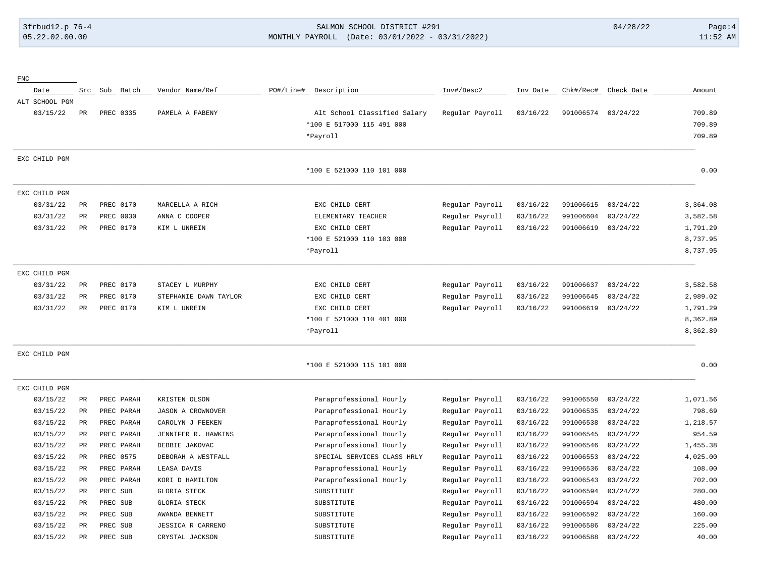| FNC | | | | | | | | | | | |
|---|---|---|---|---|---|---|---|---|---|---|---|
| Date | Src | Sub | Batch | Vendor Name/Ref | PO#/Line# | Description | Inv#/Desc2 | Inv Date | Chk#/Rec# | Check Date | Amount |
| ALT SCHOOL PGM | | | | | | | | | | | |
| 03/15/22 | PR | PREC | 0335 | PAMELA A FABENY | | Alt School Classified Salary | Regular Payroll | 03/16/22 | 991006574 | 03/24/22 | 709.89 |
| | | | | | | *100 E 517000 115 491 000 | | | | | 709.89 |
| | | | | | | *Payroll | | | | | 709.89 |
| EXC CHILD PGM | | | | | | | | | | | |
| | | | | | | *100 E 521000 110 101 000 | | | | | 0.00 |
| EXC CHILD PGM | | | | | | | | | | | |
| 03/31/22 | PR | PREC | 0170 | MARCELLA A RICH | | EXC CHILD CERT | Regular Payroll | 03/16/22 | 991006615 | 03/24/22 | 3,364.08 |
| 03/31/22 | PR | PREC | 0030 | ANNA C COOPER | | ELEMENTARY TEACHER | Regular Payroll | 03/16/22 | 991006604 | 03/24/22 | 3,582.58 |
| 03/31/22 | PR | PREC | 0170 | KIM L UNREIN | | EXC CHILD CERT | Regular Payroll | 03/16/22 | 991006619 | 03/24/22 | 1,791.29 |
| | | | | | | *100 E 521000 110 103 000 | | | | | 8,737.95 |
| | | | | | | *Payroll | | | | | 8,737.95 |
| EXC CHILD PGM | | | | | | | | | | | |
| 03/31/22 | PR | PREC | 0170 | STACEY L MURPHY | | EXC CHILD CERT | Regular Payroll | 03/16/22 | 991006637 | 03/24/22 | 3,582.58 |
| 03/31/22 | PR | PREC | 0170 | STEPHANIE DAWN TAYLOR | | EXC CHILD CERT | Regular Payroll | 03/16/22 | 991006645 | 03/24/22 | 2,989.02 |
| 03/31/22 | PR | PREC | 0170 | KIM L UNREIN | | EXC CHILD CERT | Regular Payroll | 03/16/22 | 991006619 | 03/24/22 | 1,791.29 |
| | | | | | | *100 E 521000 110 401 000 | | | | | 8,362.89 |
| | | | | | | *Payroll | | | | | 8,362.89 |
| EXC CHILD PGM | | | | | | | | | | | |
| | | | | | | *100 E 521000 115 101 000 | | | | | 0.00 |
| EXC CHILD PGM | | | | | | | | | | | |
| 03/15/22 | PR | PREC | PARAH | KRISTEN OLSON | | Paraprofessional Hourly | Regular Payroll | 03/16/22 | 991006550 | 03/24/22 | 1,071.56 |
| 03/15/22 | PR | PREC | PARAH | JASON A CROWNOVER | | Paraprofessional Hourly | Regular Payroll | 03/16/22 | 991006535 | 03/24/22 | 798.69 |
| 03/15/22 | PR | PREC | PARAH | CAROLYN J FEEKEN | | Paraprofessional Hourly | Regular Payroll | 03/16/22 | 991006538 | 03/24/22 | 1,218.57 |
| 03/15/22 | PR | PREC | PARAH | JENNIFER R. HAWKINS | | Paraprofessional Hourly | Regular Payroll | 03/16/22 | 991006545 | 03/24/22 | 954.59 |
| 03/15/22 | PR | PREC | PARAH | DEBBIE JAKOVAC | | Paraprofessional Hourly | Regular Payroll | 03/16/22 | 991006546 | 03/24/22 | 1,455.38 |
| 03/15/22 | PR | PREC | 0575 | DEBORAH A WESTFALL | | SPECIAL SERVICES CLASS HRLY | Regular Payroll | 03/16/22 | 991006553 | 03/24/22 | 4,025.00 |
| 03/15/22 | PR | PREC | PARAH | LEASA DAVIS | | Paraprofessional Hourly | Regular Payroll | 03/16/22 | 991006536 | 03/24/22 | 108.00 |
| 03/15/22 | PR | PREC | PARAH | KORI D HAMILTON | | Paraprofessional Hourly | Regular Payroll | 03/16/22 | 991006543 | 03/24/22 | 702.00 |
| 03/15/22 | PR | PREC | SUB | GLORIA STECK | | SUBSTITUTE | Regular Payroll | 03/16/22 | 991006594 | 03/24/22 | 280.00 |
| 03/15/22 | PR | PREC | SUB | GLORIA STECK | | SUBSTITUTE | Regular Payroll | 03/16/22 | 991006594 | 03/24/22 | 480.00 |
| 03/15/22 | PR | PREC | SUB | AWANDA BENNETT | | SUBSTITUTE | Regular Payroll | 03/16/22 | 991006592 | 03/24/22 | 160.00 |
| 03/15/22 | PR | PREC | SUB | JESSICA R CARRENO | | SUBSTITUTE | Regular Payroll | 03/16/22 | 991006586 | 03/24/22 | 225.00 |
| 03/15/22 | PR | PREC | SUB | CRYSTAL JACKSON | | SUBSTITUTE | Regular Payroll | 03/16/22 | 991006588 | 03/24/22 | 40.00 |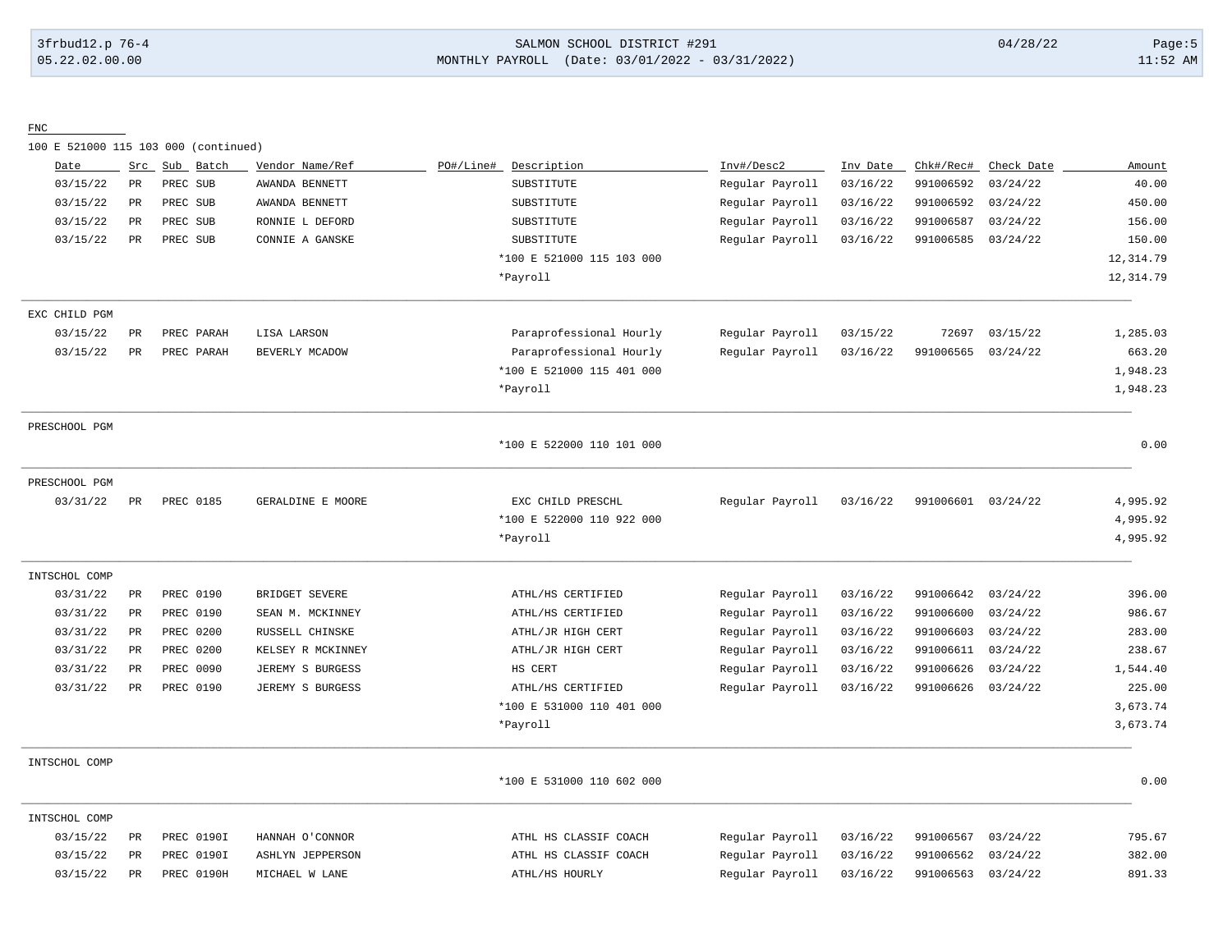FNC

100 E 521000 115 103 000 (continued)

| Date | Src | Sub | Batch | Vendor Name/Ref | PO#/Line# | Description | Inv#/Desc2 | Inv Date | Chk#/Rec# | Check Date | Amount |
|---|---|---|---|---|---|---|---|---|---|---|---|
| 03/15/22 | PR | PREC | SUB | AWANDA BENNETT | | SUBSTITUTE | Regular Payroll | 03/16/22 | 991006592 | 03/24/22 | 40.00 |
| 03/15/22 | PR | PREC | SUB | AWANDA BENNETT | | SUBSTITUTE | Regular Payroll | 03/16/22 | 991006592 | 03/24/22 | 450.00 |
| 03/15/22 | PR | PREC | SUB | RONNIE L DEFORD | | SUBSTITUTE | Regular Payroll | 03/16/22 | 991006587 | 03/24/22 | 156.00 |
| 03/15/22 | PR | PREC | SUB | CONNIE A GANSKE | | SUBSTITUTE | Regular Payroll | 03/16/22 | 991006585 | 03/24/22 | 150.00 |
| | | | | | | *100 E 521000 115 103 000 | | | | | 12,314.79 |
| | | | | | | *Payroll | | | | | 12,314.79 |

EXC CHILD PGM

| Date | Src | Sub | Batch | Vendor Name/Ref | PO#/Line# | Description | Inv#/Desc2 | Inv Date | Chk#/Rec# | Check Date | Amount |
|---|---|---|---|---|---|---|---|---|---|---|---|
| 03/15/22 | PR | PREC | PARAH | LISA LARSON | | Paraprofessional Hourly | Regular Payroll | 03/15/22 | 72697 | 03/15/22 | 1,285.03 |
| 03/15/22 | PR | PREC | PARAH | BEVERLY MCADOW | | Paraprofessional Hourly | Regular Payroll | 03/16/22 | 991006565 | 03/24/22 | 663.20 |
| | | | | | | *100 E 521000 115 401 000 | | | | | 1,948.23 |
| | | | | | | *Payroll | | | | | 1,948.23 |

PRESCHOOL PGM

| Date | Src | Sub | Batch | Vendor Name/Ref | PO#/Line# | Description | Inv#/Desc2 | Inv Date | Chk#/Rec# | Check Date | Amount |
|---|---|---|---|---|---|---|---|---|---|---|---|
| | | | | | | *100 E 522000 110 101 000 | | | | | 0.00 |

PRESCHOOL PGM

| Date | Src | Sub | Batch | Vendor Name/Ref | PO#/Line# | Description | Inv#/Desc2 | Inv Date | Chk#/Rec# | Check Date | Amount |
|---|---|---|---|---|---|---|---|---|---|---|---|
| 03/31/22 | PR | PREC | 0185 | GERALDINE E MOORE | | EXC CHILD PRESCHL | Regular Payroll | 03/16/22 | 991006601 | 03/24/22 | 4,995.92 |
| | | | | | | *100 E 522000 110 922 000 | | | | | 4,995.92 |
| | | | | | | *Payroll | | | | | 4,995.92 |

INTSCHOL COMP

| Date | Src | Sub | Batch | Vendor Name/Ref | PO#/Line# | Description | Inv#/Desc2 | Inv Date | Chk#/Rec# | Check Date | Amount |
|---|---|---|---|---|---|---|---|---|---|---|---|
| 03/31/22 | PR | PREC | 0190 | BRIDGET SEVERE | | ATHL/HS CERTIFIED | Regular Payroll | 03/16/22 | 991006642 | 03/24/22 | 396.00 |
| 03/31/22 | PR | PREC | 0190 | SEAN M. MCKINNEY | | ATHL/HS CERTIFIED | Regular Payroll | 03/16/22 | 991006600 | 03/24/22 | 986.67 |
| 03/31/22 | PR | PREC | 0200 | RUSSELL CHINSKE | | ATHL/JR HIGH CERT | Regular Payroll | 03/16/22 | 991006603 | 03/24/22 | 283.00 |
| 03/31/22 | PR | PREC | 0200 | KELSEY R MCKINNEY | | ATHL/JR HIGH CERT | Regular Payroll | 03/16/22 | 991006611 | 03/24/22 | 238.67 |
| 03/31/22 | PR | PREC | 0090 | JEREMY S BURGESS | | HS CERT | Regular Payroll | 03/16/22 | 991006626 | 03/24/22 | 1,544.40 |
| 03/31/22 | PR | PREC | 0190 | JEREMY S BURGESS | | ATHL/HS CERTIFIED | Regular Payroll | 03/16/22 | 991006626 | 03/24/22 | 225.00 |
| | | | | | | *100 E 531000 110 401 000 | | | | | 3,673.74 |
| | | | | | | *Payroll | | | | | 3,673.74 |

INTSCHOL COMP

| Date | Src | Sub | Batch | Vendor Name/Ref | PO#/Line# | Description | Inv#/Desc2 | Inv Date | Chk#/Rec# | Check Date | Amount |
|---|---|---|---|---|---|---|---|---|---|---|---|
| | | | | | | *100 E 531000 110 602 000 | | | | | 0.00 |

INTSCHOL COMP

| Date | Src | Sub | Batch | Vendor Name/Ref | PO#/Line# | Description | Inv#/Desc2 | Inv Date | Chk#/Rec# | Check Date | Amount |
|---|---|---|---|---|---|---|---|---|---|---|---|
| 03/15/22 | PR | PREC | 0190I | HANNAH O'CONNOR | | ATHL HS CLASSIF COACH | Regular Payroll | 03/16/22 | 991006567 | 03/24/22 | 795.67 |
| 03/15/22 | PR | PREC | 0190I | ASHLYN JEPPERSON | | ATHL HS CLASSIF COACH | Regular Payroll | 03/16/22 | 991006562 | 03/24/22 | 382.00 |
| 03/15/22 | PR | PREC | 0190H | MICHAEL W LANE | | ATHL/HS HOURLY | Regular Payroll | 03/16/22 | 991006563 | 03/24/22 | 891.33 |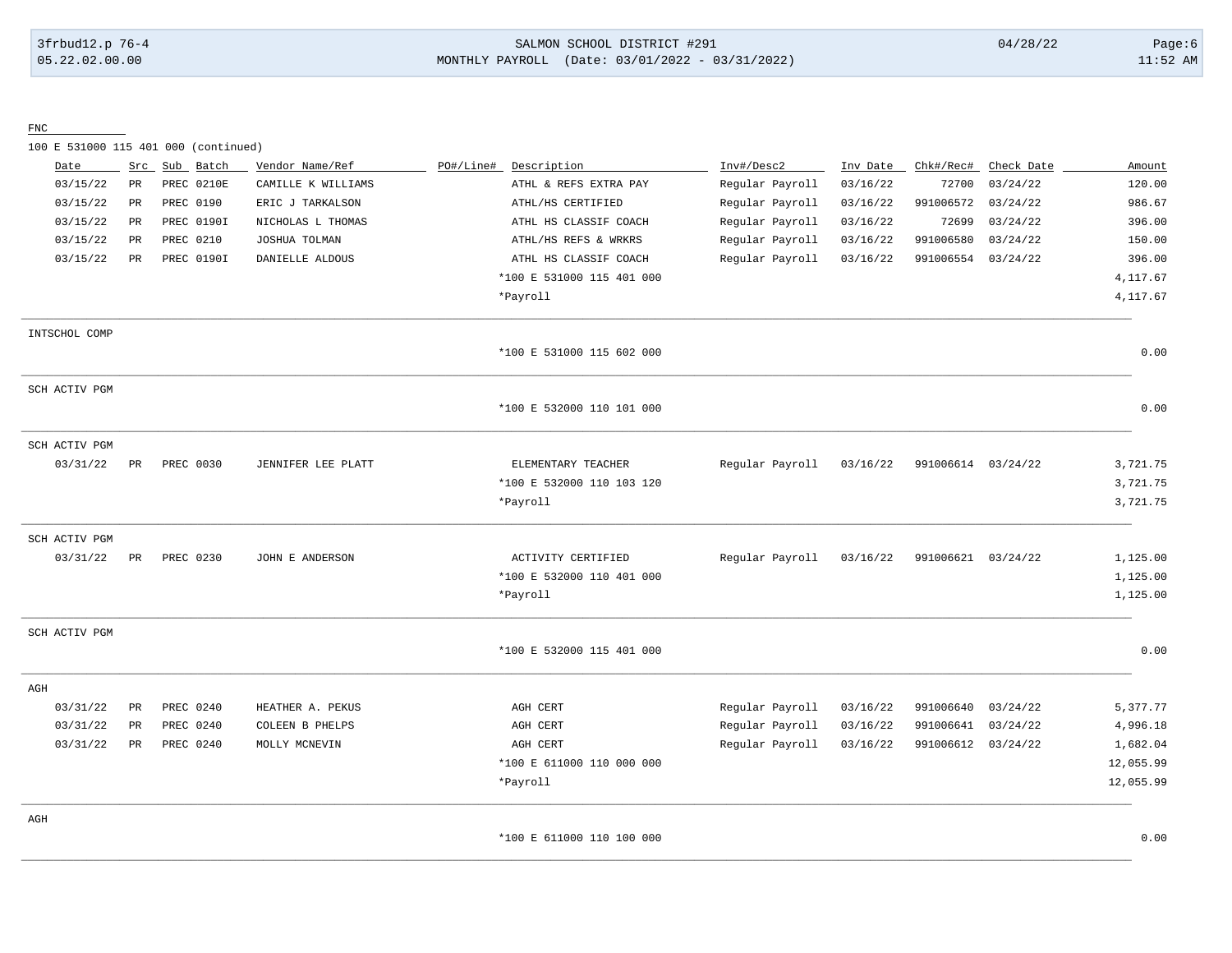FNC

100 E 531000 115 401 000 (continued)

| Date | Src | Sub | Batch | Vendor Name/Ref | PO#/Line# | Description | Inv#/Desc2 | Inv Date | Chk#/Rec# | Check Date | Amount |
|---|---|---|---|---|---|---|---|---|---|---|---|
| 03/15/22 | PR | PREC | 0210E | CAMILLE K WILLIAMS | | ATHL & REFS EXTRA PAY | Regular Payroll | 03/16/22 | 72700 | 03/24/22 | 120.00 |
| 03/15/22 | PR | PREC | 0190 | ERIC J TARKALSON | | ATHL/HS CERTIFIED | Regular Payroll | 03/16/22 | 991006572 | 03/24/22 | 986.67 |
| 03/15/22 | PR | PREC | 0190I | NICHOLAS L THOMAS | | ATHL HS CLASSIF COACH | Regular Payroll | 03/16/22 | 72699 | 03/24/22 | 396.00 |
| 03/15/22 | PR | PREC | 0210 | JOSHUA TOLMAN | | ATHL/HS REFS & WRKRS | Regular Payroll | 03/16/22 | 991006580 | 03/24/22 | 150.00 |
| 03/15/22 | PR | PREC | 0190I | DANIELLE ALDOUS | | ATHL HS CLASSIF COACH | Regular Payroll | 03/16/22 | 991006554 | 03/24/22 | 396.00 |
| | | | | | | *100 E 531000 115 401 000 | | | | | 4,117.67 |
| | | | | | | *Payroll | | | | | 4,117.67 |

INTSCHOL COMP

| | Amount |
|---|---|
| *100 E 531000 115 602 000 | 0.00 |

SCH ACTIV PGM

| | Amount |
|---|---|
| *100 E 532000 110 101 000 | 0.00 |

SCH ACTIV PGM

| Date | Src | Sub | Batch | Vendor Name/Ref | PO#/Line# | Description | Inv#/Desc2 | Inv Date | Chk#/Rec# | Check Date | Amount |
|---|---|---|---|---|---|---|---|---|---|---|---|
| 03/31/22 | PR | PREC | 0030 | JENNIFER LEE PLATT | | ELEMENTARY TEACHER | Regular Payroll | 03/16/22 | 991006614 | 03/24/22 | 3,721.75 |
| | | | | | | *100 E 532000 110 103 120 | | | | | 3,721.75 |
| | | | | | | *Payroll | | | | | 3,721.75 |

SCH ACTIV PGM

| Date | Src | Sub | Batch | Vendor Name/Ref | PO#/Line# | Description | Inv#/Desc2 | Inv Date | Chk#/Rec# | Check Date | Amount |
|---|---|---|---|---|---|---|---|---|---|---|---|
| 03/31/22 | PR | PREC | 0230 | JOHN E ANDERSON | | ACTIVITY CERTIFIED | Regular Payroll | 03/16/22 | 991006621 | 03/24/22 | 1,125.00 |
| | | | | | | *100 E 532000 110 401 000 | | | | | 1,125.00 |
| | | | | | | *Payroll | | | | | 1,125.00 |

SCH ACTIV PGM

| | Amount |
|---|---|
| *100 E 532000 115 401 000 | 0.00 |

AGH

| Date | Src | Sub | Batch | Vendor Name/Ref | PO#/Line# | Description | Inv#/Desc2 | Inv Date | Chk#/Rec# | Check Date | Amount |
|---|---|---|---|---|---|---|---|---|---|---|---|
| 03/31/22 | PR | PREC | 0240 | HEATHER A. PEKUS | | AGH CERT | Regular Payroll | 03/16/22 | 991006640 | 03/24/22 | 5,377.77 |
| 03/31/22 | PR | PREC | 0240 | COLEEN B PHELPS | | AGH CERT | Regular Payroll | 03/16/22 | 991006641 | 03/24/22 | 4,996.18 |
| 03/31/22 | PR | PREC | 0240 | MOLLY MCNEVIN | | AGH CERT | Regular Payroll | 03/16/22 | 991006612 | 03/24/22 | 1,682.04 |
| | | | | | | *100 E 611000 110 000 000 | | | | | 12,055.99 |
| | | | | | | *Payroll | | | | | 12,055.99 |

AGH

| | Amount |
|---|---|
| *100 E 611000 110 100 000 | 0.00 |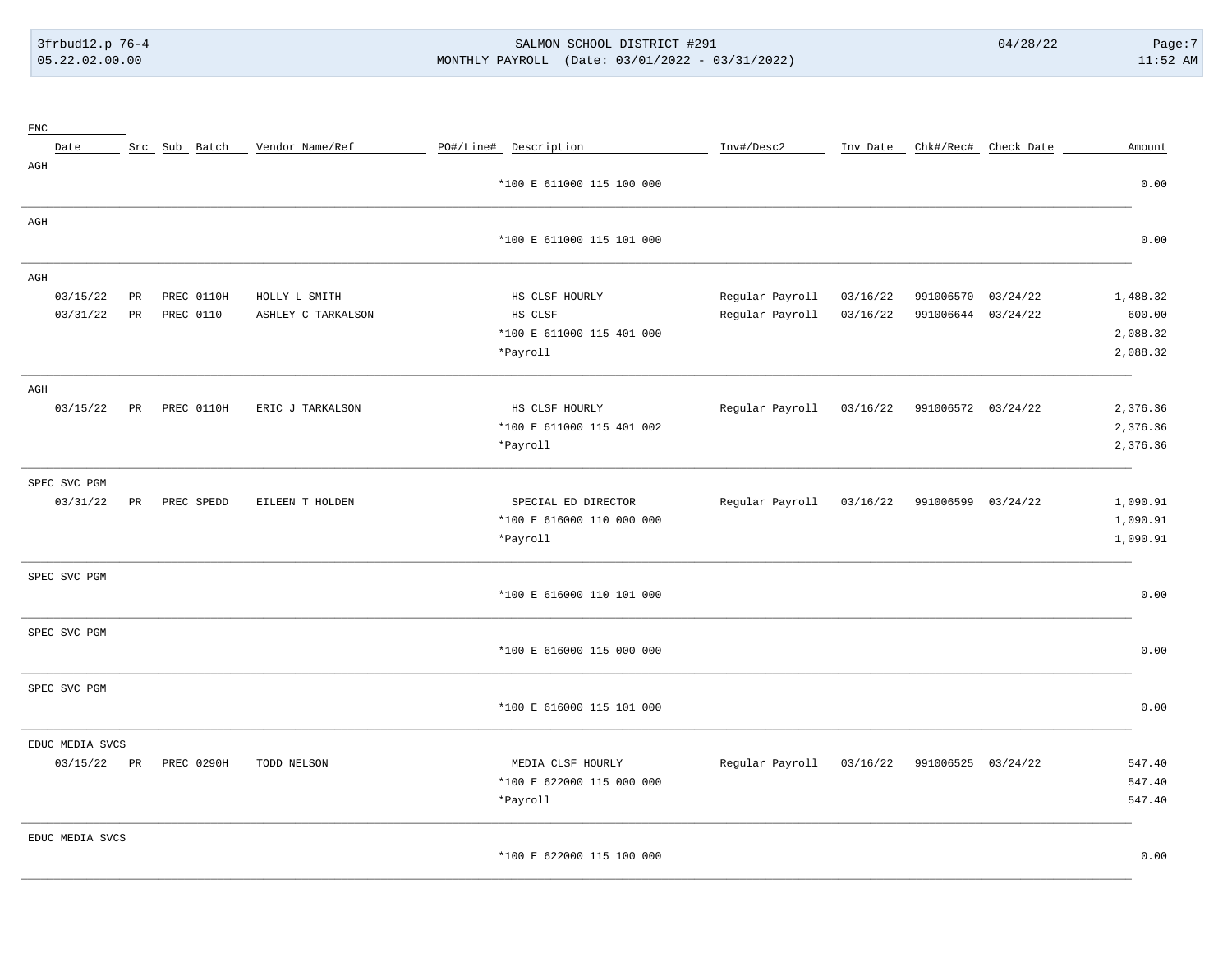| FNC | | | | | | | | | | | |
|---|---|---|---|---|---|---|---|---|---|---|---|
| Date | Src | Sub | Batch | Vendor Name/Ref | PO#/Line# | Description | Inv#/Desc2 | Inv Date | Chk#/Rec# | Check Date | Amount |
| AGH | | | | | | | | | | | |
| | | | | | | *100 E 611000 115 100 000 | | | | | 0.00 |
| AGH | | | | | | | | | | | |
| | | | | | | *100 E 611000 115 101 000 | | | | | 0.00 |
| AGH | | | | | | | | | | | |
| 03/15/22 | PR | PREC | 0110H | HOLLY L SMITH | | HS CLSF HOURLY | Regular Payroll | 03/16/22 | 991006570 | 03/24/22 | 1,488.32 |
| 03/31/22 | PR | PREC | 0110 | ASHLEY C TARKALSON | | HS CLSF | Regular Payroll | 03/16/22 | 991006644 | 03/24/22 | 600.00 |
| | | | | | | *100 E 611000 115 401 000 | | | | | 2,088.32 |
| | | | | | | *Payroll | | | | | 2,088.32 |
| AGH | | | | | | | | | | | |
| 03/15/22 | PR | PREC | 0110H | ERIC J TARKALSON | | HS CLSF HOURLY | Regular Payroll | 03/16/22 | 991006572 | 03/24/22 | 2,376.36 |
| | | | | | | *100 E 611000 115 401 002 | | | | | 2,376.36 |
| | | | | | | *Payroll | | | | | 2,376.36 |
| SPEC SVC PGM | | | | | | | | | | | |
| 03/31/22 | PR | PREC | SPEDD | EILEEN T HOLDEN | | SPECIAL ED DIRECTOR | Regular Payroll | 03/16/22 | 991006599 | 03/24/22 | 1,090.91 |
| | | | | | | *100 E 616000 110 000 000 | | | | | 1,090.91 |
| | | | | | | *Payroll | | | | | 1,090.91 |
| SPEC SVC PGM | | | | | | | | | | | |
| | | | | | | *100 E 616000 110 101 000 | | | | | 0.00 |
| SPEC SVC PGM | | | | | | | | | | | |
| | | | | | | *100 E 616000 115 000 000 | | | | | 0.00 |
| SPEC SVC PGM | | | | | | | | | | | |
| | | | | | | *100 E 616000 115 101 000 | | | | | 0.00 |
| EDUC MEDIA SVCS | | | | | | | | | | | |
| 03/15/22 | PR | PREC | 0290H | TODD NELSON | | MEDIA CLSF HOURLY | Regular Payroll | 03/16/22 | 991006525 | 03/24/22 | 547.40 |
| | | | | | | *100 E 622000 115 000 000 | | | | | 547.40 |
| | | | | | | *Payroll | | | | | 547.40 |
| EDUC MEDIA SVCS | | | | | | | | | | | |
| | | | | | | *100 E 622000 115 100 000 | | | | | 0.00 |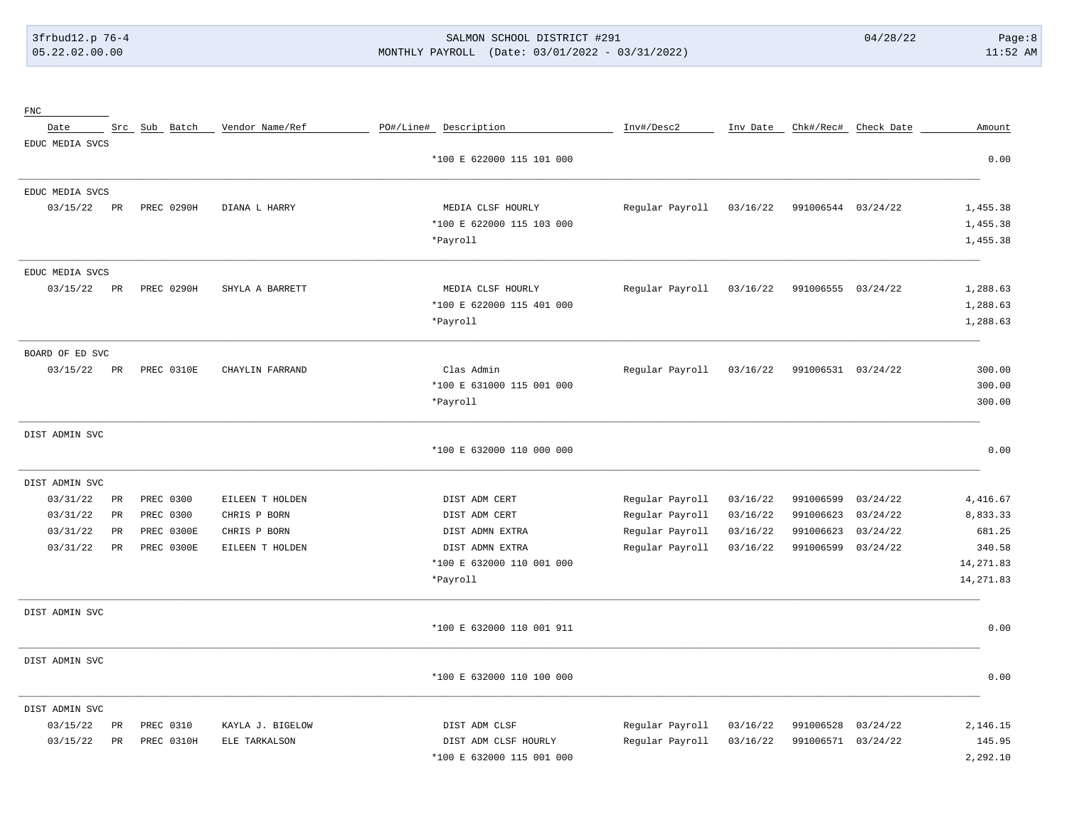| FNC | | | | | | | | | | | |
|---|---|---|---|---|---|---|---|---|---|---|---|
| Date | Src | Sub Batch | Vendor Name/Ref | PO#/Line# | Description | Inv#/Desc2 | Inv Date | Chk#/Rec# | Check Date | Amount |
| EDUC MEDIA SVCS | | | | | | | | | | |
| | | | | | *100 E 622000 115 101 000 | | | | | 0.00 |
| EDUC MEDIA SVCS | | | | | | | | | | |
| 03/15/22 | PR | PREC 0290H | DIANA L HARRY | | MEDIA CLSF HOURLY | Regular Payroll | 03/16/22 | 991006544 | 03/24/22 | 1,455.38 |
| | | | | | *100 E 622000 115 103 000 | | | | | 1,455.38 |
| | | | | | *Payroll | | | | | 1,455.38 |
| EDUC MEDIA SVCS | | | | | | | | | | |
| 03/15/22 | PR | PREC 0290H | SHYLA A BARRETT | | MEDIA CLSF HOURLY | Regular Payroll | 03/16/22 | 991006555 | 03/24/22 | 1,288.63 |
| | | | | | *100 E 622000 115 401 000 | | | | | 1,288.63 |
| | | | | | *Payroll | | | | | 1,288.63 |
| BOARD OF ED SVC | | | | | | | | | | |
| 03/15/22 | PR | PREC 0310E | CHAYLIN FARRAND | | Clas Admin | Regular Payroll | 03/16/22 | 991006531 | 03/24/22 | 300.00 |
| | | | | | *100 E 631000 115 001 000 | | | | | 300.00 |
| | | | | | *Payroll | | | | | 300.00 |
| DIST ADMIN SVC | | | | | | | | | | |
| | | | | | *100 E 632000 110 000 000 | | | | | 0.00 |
| DIST ADMIN SVC | | | | | | | | | | |
| 03/31/22 | PR | PREC 0300 | EILEEN T HOLDEN | | DIST ADM CERT | Regular Payroll | 03/16/22 | 991006599 | 03/24/22 | 4,416.67 |
| 03/31/22 | PR | PREC 0300 | CHRIS P BORN | | DIST ADM CERT | Regular Payroll | 03/16/22 | 991006623 | 03/24/22 | 8,833.33 |
| 03/31/22 | PR | PREC 0300E | CHRIS P BORN | | DIST ADMN EXTRA | Regular Payroll | 03/16/22 | 991006623 | 03/24/22 | 681.25 |
| 03/31/22 | PR | PREC 0300E | EILEEN T HOLDEN | | DIST ADMN EXTRA | Regular Payroll | 03/16/22 | 991006599 | 03/24/22 | 340.58 |
| | | | | | *100 E 632000 110 001 000 | | | | | 14,271.83 |
| | | | | | *Payroll | | | | | 14,271.83 |
| DIST ADMIN SVC | | | | | | | | | | |
| | | | | | *100 E 632000 110 001 911 | | | | | 0.00 |
| DIST ADMIN SVC | | | | | | | | | | |
| | | | | | *100 E 632000 110 100 000 | | | | | 0.00 |
| DIST ADMIN SVC | | | | | | | | | | |
| 03/15/22 | PR | PREC 0310 | KAYLA J. BIGELOW | | DIST ADM CLSF | Regular Payroll | 03/16/22 | 991006528 | 03/24/22 | 2,146.15 |
| 03/15/22 | PR | PREC 0310H | ELE TARKALSON | | DIST ADM CLSF HOURLY | Regular Payroll | 03/16/22 | 991006571 | 03/24/22 | 145.95 |
| | | | | | *100 E 632000 115 001 000 | | | | | 2,292.10 |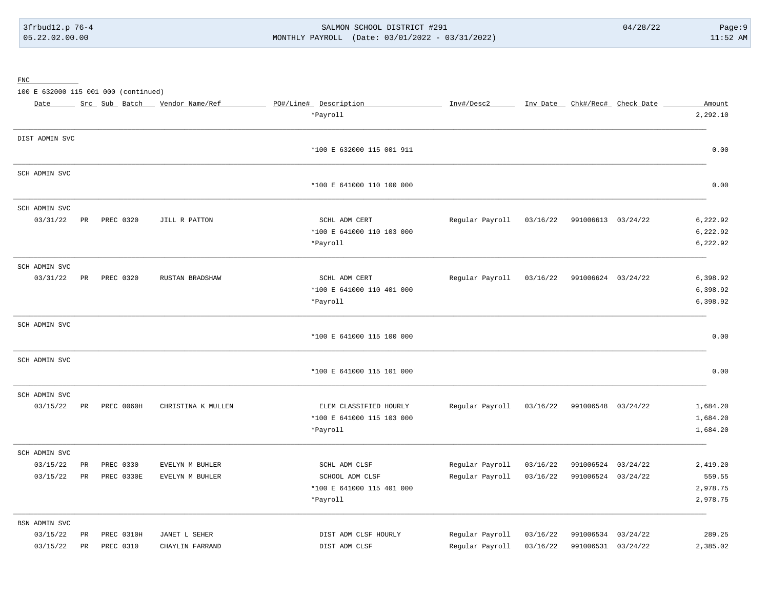FNC

100 E 632000 115 001 000 (continued)

| Date | Src | Sub | Batch | Vendor Name/Ref | PO#/Line# | Description | Inv#/Desc2 | Inv Date | Chk#/Rec# | Check Date | Amount |
|---|---|---|---|---|---|---|---|---|---|---|---|
| | | | | | | *Payroll | | | | | 2,292.10 |
| DIST ADMIN SVC | | | | | | | | | | | |
| | | | | | | *100 E 632000 115 001 911 | | | | | 0.00 |
| SCH ADMIN SVC | | | | | | | | | | | |
| | | | | | | *100 E 641000 110 100 000 | | | | | 0.00 |
| SCH ADMIN SVC | | | | | | | | | | | |
| 03/31/22 | PR | | PREC 0320 | JILL R PATTON | | SCHL ADM CERT | Regular Payroll | 03/16/22 | 991006613 | 03/24/22 | 6,222.92 |
| | | | | | | *100 E 641000 110 103 000 | | | | | 6,222.92 |
| | | | | | | *Payroll | | | | | 6,222.92 |
| SCH ADMIN SVC | | | | | | | | | | | |
| 03/31/22 | PR | | PREC 0320 | RUSTAN BRADSHAW | | SCHL ADM CERT | Regular Payroll | 03/16/22 | 991006624 | 03/24/22 | 6,398.92 |
| | | | | | | *100 E 641000 110 401 000 | | | | | 6,398.92 |
| | | | | | | *Payroll | | | | | 6,398.92 |
| SCH ADMIN SVC | | | | | | | | | | | |
| | | | | | | *100 E 641000 115 100 000 | | | | | 0.00 |
| SCH ADMIN SVC | | | | | | | | | | | |
| | | | | | | *100 E 641000 115 101 000 | | | | | 0.00 |
| SCH ADMIN SVC | | | | | | | | | | | |
| 03/15/22 | PR | | PREC 0060H | CHRISTINA K MULLEN | | ELEM CLASSIFIED HOURLY | Regular Payroll | 03/16/22 | 991006548 | 03/24/22 | 1,684.20 |
| | | | | | | *100 E 641000 115 103 000 | | | | | 1,684.20 |
| | | | | | | *Payroll | | | | | 1,684.20 |
| SCH ADMIN SVC | | | | | | | | | | | |
| 03/15/22 | PR | | PREC 0330 | EVELYN M BUHLER | | SCHL ADM CLSF | Regular Payroll | 03/16/22 | 991006524 | 03/24/22 | 2,419.20 |
| 03/15/22 | PR | | PREC 0330E | EVELYN M BUHLER | | SCHOOL ADM CLSF | Regular Payroll | 03/16/22 | 991006524 | 03/24/22 | 559.55 |
| | | | | | | *100 E 641000 115 401 000 | | | | | 2,978.75 |
| | | | | | | *Payroll | | | | | 2,978.75 |
| BSN ADMIN SVC | | | | | | | | | | | |
| 03/15/22 | PR | | PREC 0310H | JANET L SEHER | | DIST ADM CLSF HOURLY | Regular Payroll | 03/16/22 | 991006534 | 03/24/22 | 289.25 |
| 03/15/22 | PR | | PREC 0310 | CHAYLIN FARRAND | | DIST ADM CLSF | Regular Payroll | 03/16/22 | 991006531 | 03/24/22 | 2,385.02 |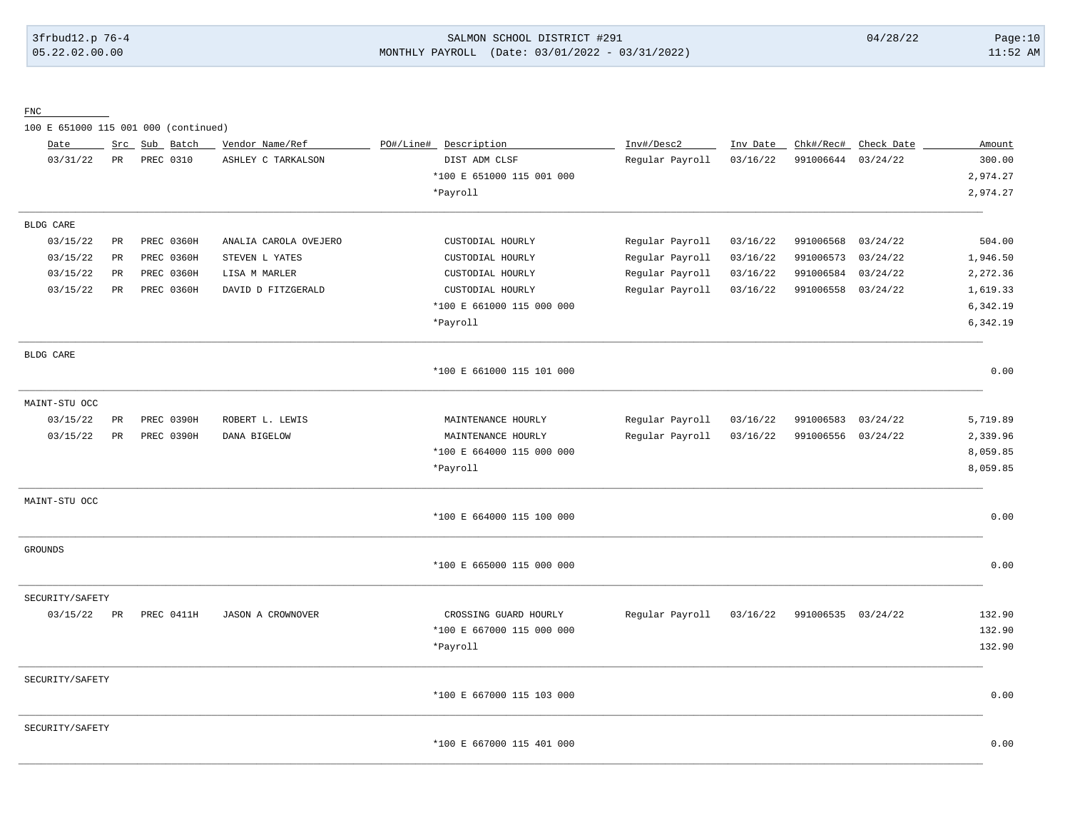FNC

100 E 651000 115 001 000 (continued)

| Date | Src | Sub | Batch | Vendor Name/Ref | PO#/Line# | Description | Inv#/Desc2 | Inv Date | Chk#/Rec# | Check Date | Amount |
|---|---|---|---|---|---|---|---|---|---|---|---|
| 03/31/22 | PR | PREC | 0310 | ASHLEY C TARKALSON | | DIST ADM CLSF | Regular Payroll | 03/16/22 | 991006644 | 03/24/22 | 300.00 |
| | | | | | | *100 E 651000 115 001 000 | | | | | 2,974.27 |
| | | | | | | *Payroll | | | | | 2,974.27 |
| BLDG CARE | | | | | | | | | | | |
| 03/15/22 | PR | PREC | 0360H | ANALIA CAROLA OVEJERO | | CUSTODIAL HOURLY | Regular Payroll | 03/16/22 | 991006568 | 03/24/22 | 504.00 |
| 03/15/22 | PR | PREC | 0360H | STEVEN L YATES | | CUSTODIAL HOURLY | Regular Payroll | 03/16/22 | 991006573 | 03/24/22 | 1,946.50 |
| 03/15/22 | PR | PREC | 0360H | LISA M MARLER | | CUSTODIAL HOURLY | Regular Payroll | 03/16/22 | 991006584 | 03/24/22 | 2,272.36 |
| 03/15/22 | PR | PREC | 0360H | DAVID D FITZGERALD | | CUSTODIAL HOURLY | Regular Payroll | 03/16/22 | 991006558 | 03/24/22 | 1,619.33 |
| | | | | | | *100 E 661000 115 000 000 | | | | | 6,342.19 |
| | | | | | | *Payroll | | | | | 6,342.19 |
| BLDG CARE | | | | | | | | | | | |
| | | | | | | *100 E 661000 115 101 000 | | | | | 0.00 |
| MAINT-STU OCC | | | | | | | | | | | |
| 03/15/22 | PR | PREC | 0390H | ROBERT L. LEWIS | | MAINTENANCE HOURLY | Regular Payroll | 03/16/22 | 991006583 | 03/24/22 | 5,719.89 |
| 03/15/22 | PR | PREC | 0390H | DANA BIGELOW | | MAINTENANCE HOURLY | Regular Payroll | 03/16/22 | 991006556 | 03/24/22 | 2,339.96 |
| | | | | | | *100 E 664000 115 000 000 | | | | | 8,059.85 |
| | | | | | | *Payroll | | | | | 8,059.85 |
| MAINT-STU OCC | | | | | | | | | | | |
| | | | | | | *100 E 664000 115 100 000 | | | | | 0.00 |
| GROUNDS | | | | | | | | | | | |
| | | | | | | *100 E 665000 115 000 000 | | | | | 0.00 |
| SECURITY/SAFETY | | | | | | | | | | | |
| 03/15/22 | PR | PREC | 0411H | JASON A CROWNOVER | | CROSSING GUARD HOURLY | Regular Payroll | 03/16/22 | 991006535 | 03/24/22 | 132.90 |
| | | | | | | *100 E 667000 115 000 000 | | | | | 132.90 |
| | | | | | | *Payroll | | | | | 132.90 |
| SECURITY/SAFETY | | | | | | | | | | | |
| | | | | | | *100 E 667000 115 103 000 | | | | | 0.00 |
| SECURITY/SAFETY | | | | | | | | | | | |
| | | | | | | *100 E 667000 115 401 000 | | | | | 0.00 |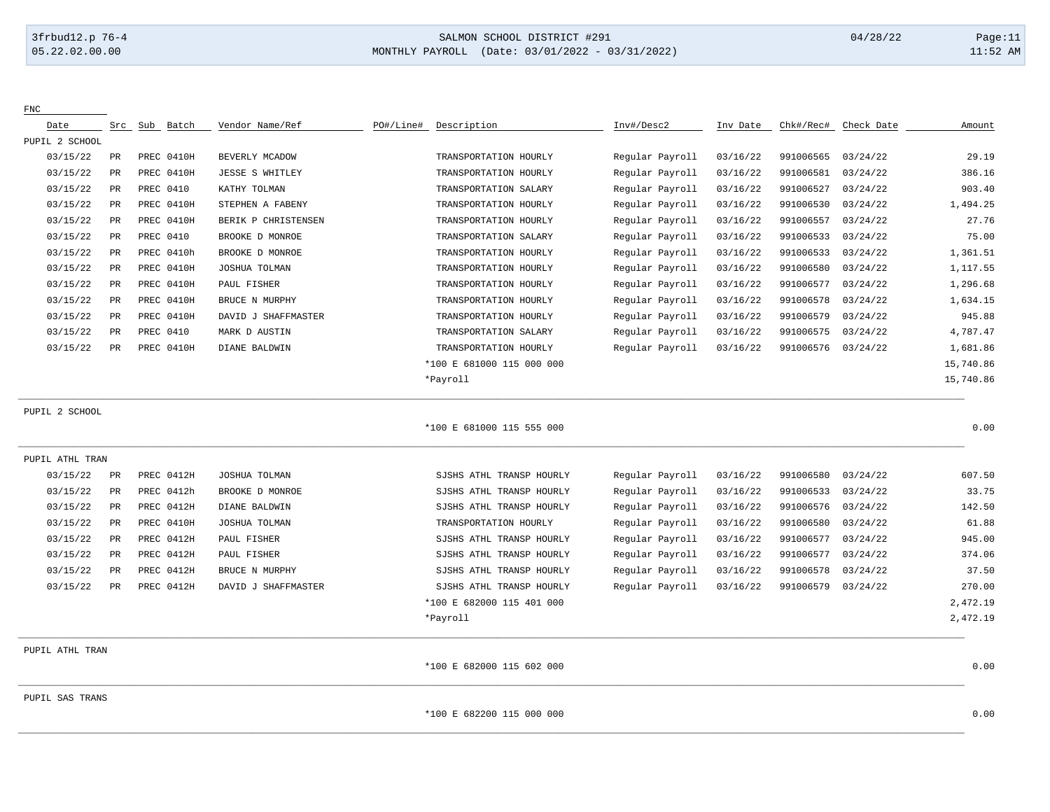| Date | Src | Sub | Batch | Vendor Name/Ref | PO#/Line# | Description | Inv#/Desc2 | Inv Date | Chk#/Rec# | Check Date | Amount |
|---|---|---|---|---|---|---|---|---|---|---|---|
| **PUPIL 2 SCHOOL** | | | | | | | | | | | |
| 03/15/22 | PR | PREC | 0410H | BEVERLY MCADOW | | TRANSPORTATION HOURLY | Regular Payroll | 03/16/22 | 991006565 | 03/24/22 | 29.19 |
| 03/15/22 | PR | PREC | 0410H | JESSE S WHITLEY | | TRANSPORTATION HOURLY | Regular Payroll | 03/16/22 | 991006581 | 03/24/22 | 386.16 |
| 03/15/22 | PR | PREC | 0410 | KATHY TOLMAN | | TRANSPORTATION SALARY | Regular Payroll | 03/16/22 | 991006527 | 03/24/22 | 903.40 |
| 03/15/22 | PR | PREC | 0410H | STEPHEN A FABENY | | TRANSPORTATION HOURLY | Regular Payroll | 03/16/22 | 991006530 | 03/24/22 | 1,494.25 |
| 03/15/22 | PR | PREC | 0410H | BERIK P CHRISTENSEN | | TRANSPORTATION HOURLY | Regular Payroll | 03/16/22 | 991006557 | 03/24/22 | 27.76 |
| 03/15/22 | PR | PREC | 0410 | BROOKE D MONROE | | TRANSPORTATION SALARY | Regular Payroll | 03/16/22 | 991006533 | 03/24/22 | 75.00 |
| 03/15/22 | PR | PREC | 0410h | BROOKE D MONROE | | TRANSPORTATION HOURLY | Regular Payroll | 03/16/22 | 991006533 | 03/24/22 | 1,361.51 |
| 03/15/22 | PR | PREC | 0410H | JOSHUA TOLMAN | | TRANSPORTATION HOURLY | Regular Payroll | 03/16/22 | 991006580 | 03/24/22 | 1,117.55 |
| 03/15/22 | PR | PREC | 0410H | PAUL FISHER | | TRANSPORTATION HOURLY | Regular Payroll | 03/16/22 | 991006577 | 03/24/22 | 1,296.68 |
| 03/15/22 | PR | PREC | 0410H | BRUCE N MURPHY | | TRANSPORTATION HOURLY | Regular Payroll | 03/16/22 | 991006578 | 03/24/22 | 1,634.15 |
| 03/15/22 | PR | PREC | 0410H | DAVID J SHAFFMASTER | | TRANSPORTATION HOURLY | Regular Payroll | 03/16/22 | 991006579 | 03/24/22 | 945.88 |
| 03/15/22 | PR | PREC | 0410 | MARK D AUSTIN | | TRANSPORTATION SALARY | Regular Payroll | 03/16/22 | 991006575 | 03/24/22 | 4,787.47 |
| 03/15/22 | PR | PREC | 0410H | DIANE BALDWIN | | TRANSPORTATION HOURLY | Regular Payroll | 03/16/22 | 991006576 | 03/24/22 | 1,681.86 |
| | | | | | | *100 E 681000 115 000 000 | | | | | 15,740.86 |
| | | | | | | *Payroll | | | | | 15,740.86 |
| **PUPIL 2 SCHOOL** | | | | | | | | | | | |
| | | | | | | *100 E 681000 115 555 000 | | | | | 0.00 |
| **PUPIL ATHL TRAN** | | | | | | | | | | | |
| 03/15/22 | PR | PREC | 0412H | JOSHUA TOLMAN | | SJSHS ATHL TRANSP HOURLY | Regular Payroll | 03/16/22 | 991006580 | 03/24/22 | 607.50 |
| 03/15/22 | PR | PREC | 0412h | BROOKE D MONROE | | SJSHS ATHL TRANSP HOURLY | Regular Payroll | 03/16/22 | 991006533 | 03/24/22 | 33.75 |
| 03/15/22 | PR | PREC | 0412H | DIANE BALDWIN | | SJSHS ATHL TRANSP HOURLY | Regular Payroll | 03/16/22 | 991006576 | 03/24/22 | 142.50 |
| 03/15/22 | PR | PREC | 0410H | JOSHUA TOLMAN | | TRANSPORTATION HOURLY | Regular Payroll | 03/16/22 | 991006580 | 03/24/22 | 61.88 |
| 03/15/22 | PR | PREC | 0412H | PAUL FISHER | | SJSHS ATHL TRANSP HOURLY | Regular Payroll | 03/16/22 | 991006577 | 03/24/22 | 945.00 |
| 03/15/22 | PR | PREC | 0412H | PAUL FISHER | | SJSHS ATHL TRANSP HOURLY | Regular Payroll | 03/16/22 | 991006577 | 03/24/22 | 374.06 |
| 03/15/22 | PR | PREC | 0412H | BRUCE N MURPHY | | SJSHS ATHL TRANSP HOURLY | Regular Payroll | 03/16/22 | 991006578 | 03/24/22 | 37.50 |
| 03/15/22 | PR | PREC | 0412H | DAVID J SHAFFMASTER | | SJSHS ATHL TRANSP HOURLY | Regular Payroll | 03/16/22 | 991006579 | 03/24/22 | 270.00 |
| | | | | | | *100 E 682000 115 401 000 | | | | | 2,472.19 |
| | | | | | | *Payroll | | | | | 2,472.19 |
| **PUPIL ATHL TRAN** | | | | | | | | | | | |
| | | | | | | *100 E 682000 115 602 000 | | | | | 0.00 |
| **PUPIL SAS TRANS** | | | | | | | | | | | |
| | | | | | | *100 E 682200 115 000 000 | | | | | 0.00 |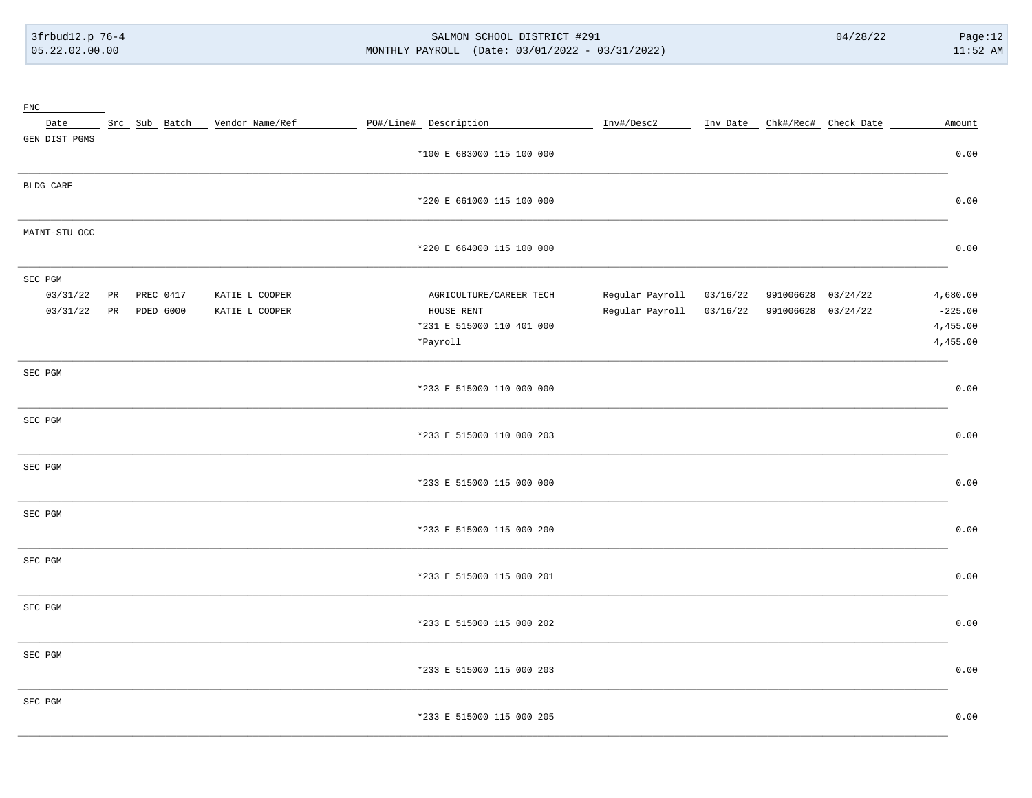| FNC | | | | | | | | | | | |
|---|---|---|---|---|---|---|---|---|---|---|---|
| Date | Src | Sub | Batch | Vendor Name/Ref | PO#/Line# | Description | Inv#/Desc2 | Inv Date | Chk#/Rec# | Check Date | Amount |
| GEN DIST PGMS | | | | | | | | | | | |
| | | | | | | *100 E 683000 115 100 000 | | | | | 0.00 |
| BLDG CARE | | | | | | | | | | | |
| | | | | | | *220 E 661000 115 100 000 | | | | | 0.00 |
| MAINT-STU OCC | | | | | | | | | | | |
| | | | | | | *220 E 664000 115 100 000 | | | | | 0.00 |
| SEC PGM | | | | | | | | | | | |
| 03/31/22 | PR | PREC | 0417 | KATIE L COOPER | | AGRICULTURE/CAREER TECH | Regular Payroll | 03/16/22 | 991006628 | 03/24/22 | 4,680.00 |
| 03/31/22 | PR | PDED | 6000 | KATIE L COOPER | | HOUSE RENT | Regular Payroll | 03/16/22 | 991006628 | 03/24/22 | -225.00 |
| | | | | | | *231 E 515000 110 401 000 | | | | | 4,455.00 |
| | | | | | | *Payroll | | | | | 4,455.00 |
| SEC PGM | | | | | | | | | | | |
| | | | | | | *233 E 515000 110 000 000 | | | | | 0.00 |
| SEC PGM | | | | | | | | | | | |
| | | | | | | *233 E 515000 110 000 203 | | | | | 0.00 |
| SEC PGM | | | | | | | | | | | |
| | | | | | | *233 E 515000 115 000 000 | | | | | 0.00 |
| SEC PGM | | | | | | | | | | | |
| | | | | | | *233 E 515000 115 000 200 | | | | | 0.00 |
| SEC PGM | | | | | | | | | | | |
| | | | | | | *233 E 515000 115 000 201 | | | | | 0.00 |
| SEC PGM | | | | | | | | | | | |
| | | | | | | *233 E 515000 115 000 202 | | | | | 0.00 |
| SEC PGM | | | | | | | | | | | |
| | | | | | | *233 E 515000 115 000 203 | | | | | 0.00 |
| SEC PGM | | | | | | | | | | | |
| | | | | | | *233 E 515000 115 000 205 | | | | | 0.00 |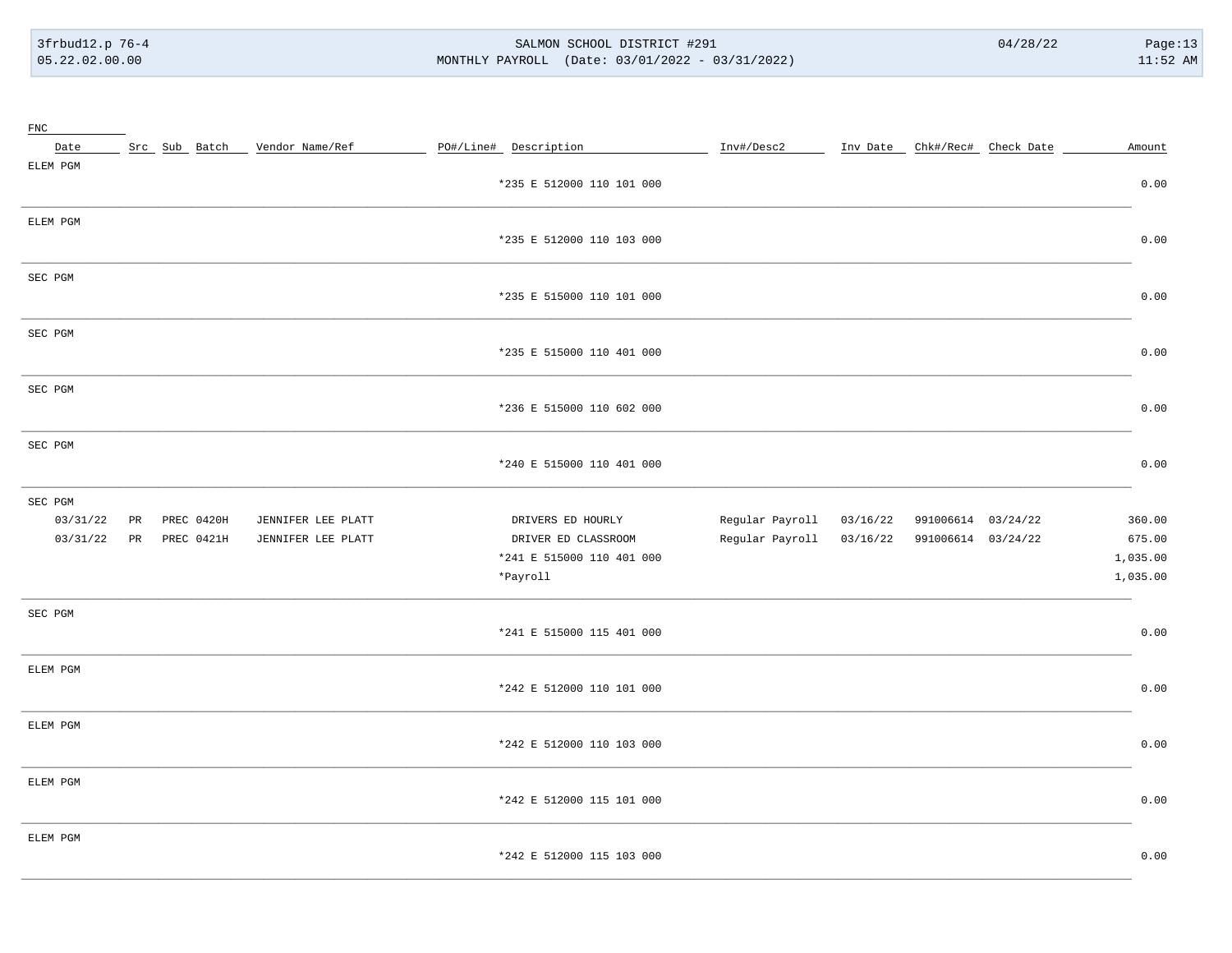| FNC | | | | | | | | | | | |
|---|---|---|---|---|---|---|---|---|---|---|---|
| Date | Src | Sub | Batch | Vendor Name/Ref | PO#/Line# | Description | Inv#/Desc2 | Inv Date | Chk#/Rec# | Check Date | Amount |
| ELEM PGM | | | | | | | | | | | |
| | | | | | | *235 E 512000 110 101 000 | | | | | 0.00 |
| ELEM PGM | | | | | | | | | | | |
| | | | | | | *235 E 512000 110 103 000 | | | | | 0.00 |
| SEC PGM | | | | | | | | | | | |
| | | | | | | *235 E 515000 110 101 000 | | | | | 0.00 |
| SEC PGM | | | | | | | | | | | |
| | | | | | | *235 E 515000 110 401 000 | | | | | 0.00 |
| SEC PGM | | | | | | | | | | | |
| | | | | | | *236 E 515000 110 602 000 | | | | | 0.00 |
| SEC PGM | | | | | | | | | | | |
| | | | | | | *240 E 515000 110 401 000 | | | | | 0.00 |
| SEC PGM | | | | | | | | | | | |
| 03/31/22 | PR | | PREC 0420H | JENNIFER LEE PLATT | | DRIVERS ED HOURLY | Regular Payroll | 03/16/22 | 991006614 | 03/24/22 | 360.00 |
| 03/31/22 | PR | | PREC 0421H | JENNIFER LEE PLATT | | DRIVER ED CLASSROOM | Regular Payroll | 03/16/22 | 991006614 | 03/24/22 | 675.00 |
| | | | | | | *241 E 515000 110 401 000 | | | | | 1,035.00 |
| | | | | | | *Payroll | | | | | 1,035.00 |
| SEC PGM | | | | | | | | | | | |
| | | | | | | *241 E 515000 115 401 000 | | | | | 0.00 |
| ELEM PGM | | | | | | | | | | | |
| | | | | | | *242 E 512000 110 101 000 | | | | | 0.00 |
| ELEM PGM | | | | | | | | | | | |
| | | | | | | *242 E 512000 110 103 000 | | | | | 0.00 |
| ELEM PGM | | | | | | | | | | | |
| | | | | | | *242 E 512000 115 101 000 | | | | | 0.00 |
| ELEM PGM | | | | | | | | | | | |
| | | | | | | *242 E 512000 115 103 000 | | | | | 0.00 |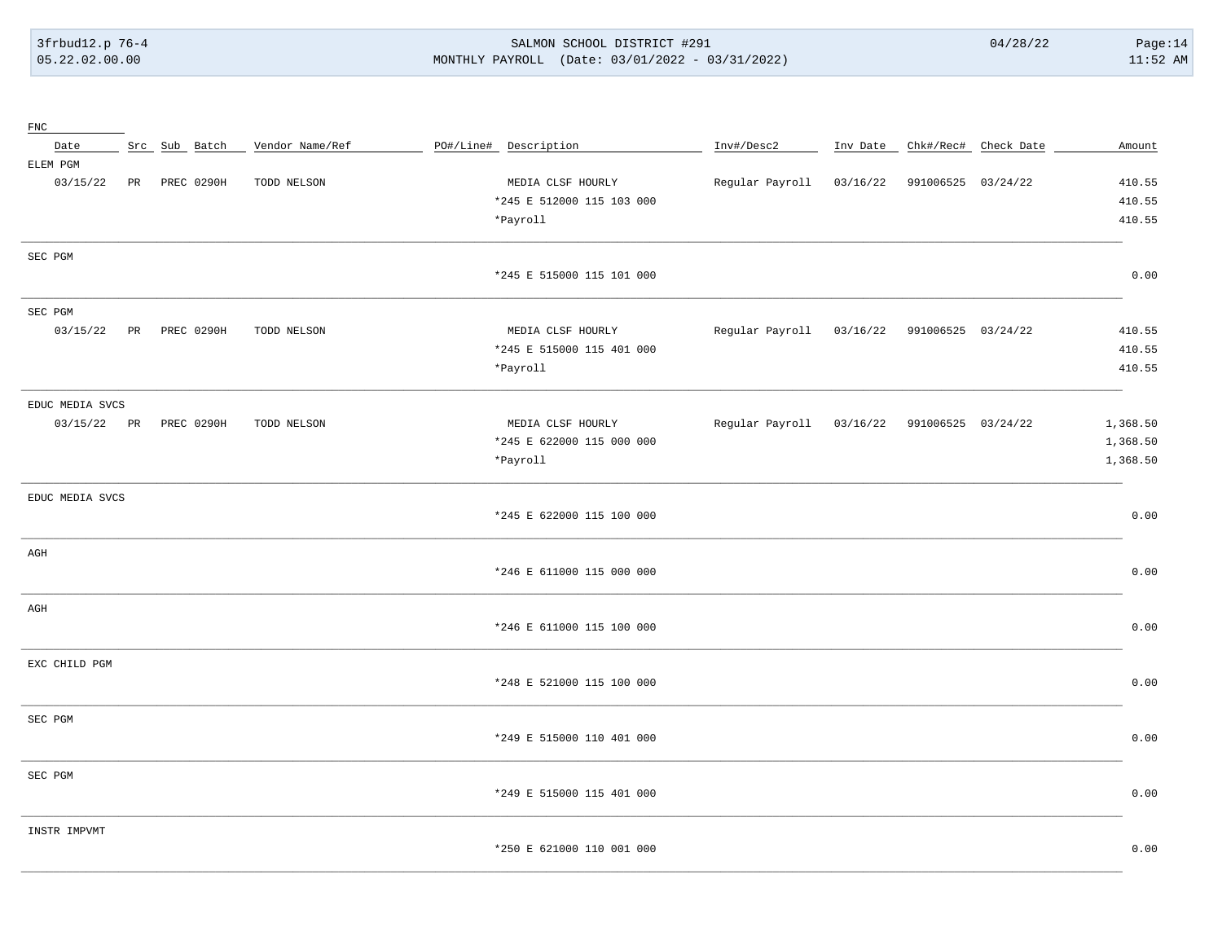| FNC | | | | | | | | | | | |
|---|---|---|---|---|---|---|---|---|---|---|---|
| Date | Src | Sub | Batch | Vendor Name/Ref | PO#/Line# | Description | Inv#/Desc2 | Inv Date | Chk#/Rec# | Check Date | Amount |
| ELEM PGM | | | | | | | | | | | |
| 03/15/22 | PR | PREC | 0290H | TODD NELSON | | MEDIA CLSF HOURLY | Regular Payroll | 03/16/22 | 991006525 | 03/24/22 | 410.55 |
| | | | | | | *245 E 512000 115 103 000 | | | | | 410.55 |
| | | | | | | *Payroll | | | | | 410.55 |
| SEC PGM | | | | | | | | | | | |
| | | | | | | *245 E 515000 115 101 000 | | | | | 0.00 |
| SEC PGM | | | | | | | | | | | |
| 03/15/22 | PR | PREC | 0290H | TODD NELSON | | MEDIA CLSF HOURLY | Regular Payroll | 03/16/22 | 991006525 | 03/24/22 | 410.55 |
| | | | | | | *245 E 515000 115 401 000 | | | | | 410.55 |
| | | | | | | *Payroll | | | | | 410.55 |
| EDUC MEDIA SVCS | | | | | | | | | | | |
| 03/15/22 | PR | PREC | 0290H | TODD NELSON | | MEDIA CLSF HOURLY | Regular Payroll | 03/16/22 | 991006525 | 03/24/22 | 1,368.50 |
| | | | | | | *245 E 622000 115 000 000 | | | | | 1,368.50 |
| | | | | | | *Payroll | | | | | 1,368.50 |
| EDUC MEDIA SVCS | | | | | | | | | | | |
| | | | | | | *245 E 622000 115 100 000 | | | | | 0.00 |
| AGH | | | | | | | | | | | |
| | | | | | | *246 E 611000 115 000 000 | | | | | 0.00 |
| AGH | | | | | | | | | | | |
| | | | | | | *246 E 611000 115 100 000 | | | | | 0.00 |
| EXC CHILD PGM | | | | | | | | | | | |
| | | | | | | *248 E 521000 115 100 000 | | | | | 0.00 |
| SEC PGM | | | | | | | | | | | |
| | | | | | | *249 E 515000 110 401 000 | | | | | 0.00 |
| SEC PGM | | | | | | | | | | | |
| | | | | | | *249 E 515000 115 401 000 | | | | | 0.00 |
| INSTR IMPVMT | | | | | | | | | | | |
| | | | | | | *250 E 621000 110 001 000 | | | | | 0.00 |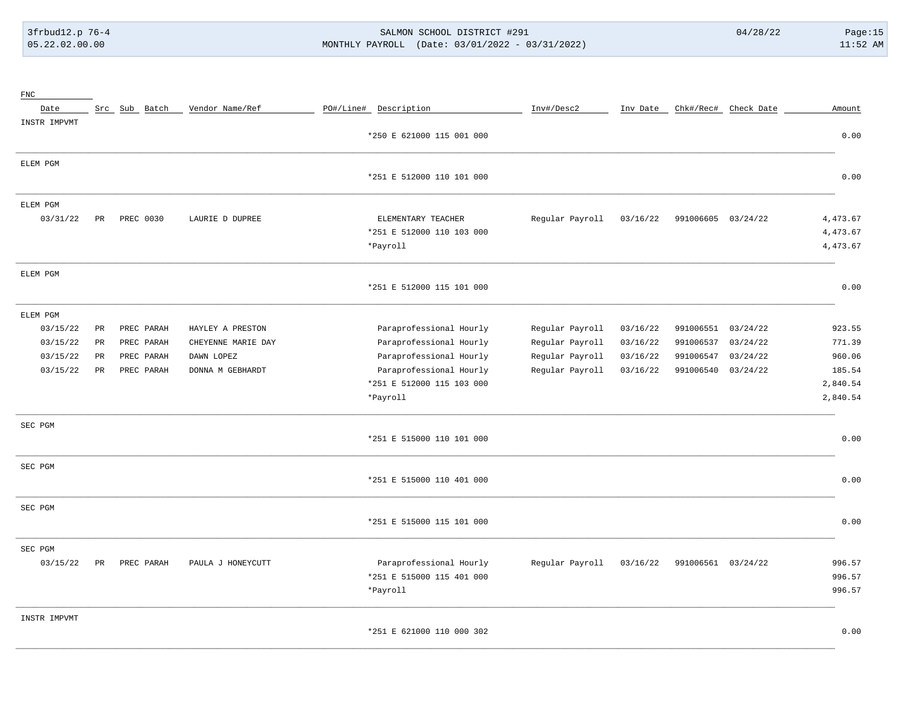| FNC | | | | | | | | | | |
|---|---|---|---|---|---|---|---|---|---|---|
| Date | Src | Sub Batch | Vendor Name/Ref | PO#/Line# | Description | Inv#/Desc2 | Inv Date | Chk#/Rec# | Check Date | Amount |
| INSTR IMPVMT | | | | | | | | | | |
| | | | | | *250 E 621000 115 001 000 | | | | | 0.00 |
| ELEM PGM | | | | | | | | | | |
| | | | | | *251 E 512000 110 101 000 | | | | | 0.00 |
| ELEM PGM | | | | | | | | | | |
| 03/31/22 | PR | PREC 0030 | LAURIE D DUPREE | | ELEMENTARY TEACHER | Regular Payroll | 03/16/22 | 991006605 | 03/24/22 | 4,473.67 |
| | | | | | *251 E 512000 110 103 000 | | | | | 4,473.67 |
| | | | | | *Payroll | | | | | 4,473.67 |
| ELEM PGM | | | | | | | | | | |
| | | | | | *251 E 512000 115 101 000 | | | | | 0.00 |
| ELEM PGM | | | | | | | | | | |
| 03/15/22 | PR | PREC PARAH | HAYLEY A PRESTON | | Paraprofessional Hourly | Regular Payroll | 03/16/22 | 991006551 | 03/24/22 | 923.55 |
| 03/15/22 | PR | PREC PARAH | CHEYENNE MARIE DAY | | Paraprofessional Hourly | Regular Payroll | 03/16/22 | 991006537 | 03/24/22 | 771.39 |
| 03/15/22 | PR | PREC PARAH | DAWN LOPEZ | | Paraprofessional Hourly | Regular Payroll | 03/16/22 | 991006547 | 03/24/22 | 960.06 |
| 03/15/22 | PR | PREC PARAH | DONNA M GEBHARDT | | Paraprofessional Hourly | Regular Payroll | 03/16/22 | 991006540 | 03/24/22 | 185.54 |
| | | | | | *251 E 512000 115 103 000 | | | | | 2,840.54 |
| | | | | | *Payroll | | | | | 2,840.54 |
| SEC PGM | | | | | | | | | | |
| | | | | | *251 E 515000 110 101 000 | | | | | 0.00 |
| SEC PGM | | | | | | | | | | |
| | | | | | *251 E 515000 110 401 000 | | | | | 0.00 |
| SEC PGM | | | | | | | | | | |
| | | | | | *251 E 515000 115 101 000 | | | | | 0.00 |
| SEC PGM | | | | | | | | | | |
| 03/15/22 | PR | PREC PARAH | PAULA J HONEYCUTT | | Paraprofessional Hourly | Regular Payroll | 03/16/22 | 991006561 | 03/24/22 | 996.57 |
| | | | | | *251 E 515000 115 401 000 | | | | | 996.57 |
| | | | | | *Payroll | | | | | 996.57 |
| INSTR IMPVMT | | | | | | | | | | |
| | | | | | *251 E 621000 110 000 302 | | | | | 0.00 |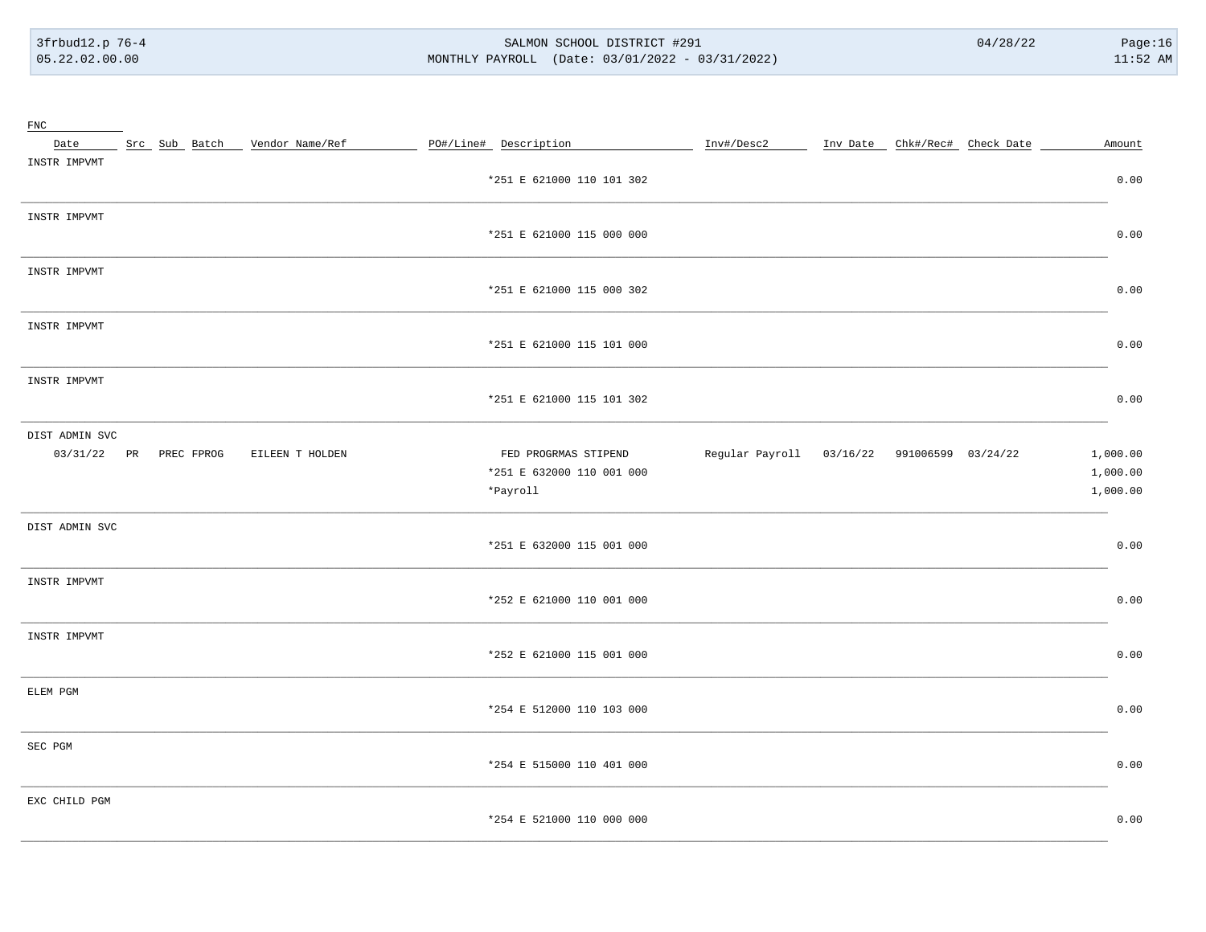| FNC Date | Src | Sub | Batch | Vendor Name/Ref | PO#/Line# | Description | Inv#/Desc2 | Inv Date | Chk#/Rec# | Check Date | Amount |
|---|---|---|---|---|---|---|---|---|---|---|---|
| INSTR IMPVMT | | | | | | | | | | | |
| | | | | | | *251 E 621000 110 101 302 | | | | | 0.00 |
| INSTR IMPVMT | | | | | | | | | | | |
| | | | | | | *251 E 621000 115 000 000 | | | | | 0.00 |
| INSTR IMPVMT | | | | | | | | | | | |
| | | | | | | *251 E 621000 115 000 302 | | | | | 0.00 |
| INSTR IMPVMT | | | | | | | | | | | |
| | | | | | | *251 E 621000 115 101 000 | | | | | 0.00 |
| INSTR IMPVMT | | | | | | | | | | | |
| | | | | | | *251 E 621000 115 101 302 | | | | | 0.00 |
| DIST ADMIN SVC | | | | | | | | | | | |
| 03/31/22 | PR | PREC | FPROG | EILEEN T HOLDEN | | FED PROGRMAS STIPEND | Regular Payroll | 03/16/22 | 991006599 | 03/24/22 | 1,000.00 |
| | | | | | | *251 E 632000 110 001 000 | | | | | 1,000.00 |
| | | | | | | *Payroll | | | | | 1,000.00 |
| DIST ADMIN SVC | | | | | | | | | | | |
| | | | | | | *251 E 632000 115 001 000 | | | | | 0.00 |
| INSTR IMPVMT | | | | | | | | | | | |
| | | | | | | *252 E 621000 110 001 000 | | | | | 0.00 |
| INSTR IMPVMT | | | | | | | | | | | |
| | | | | | | *252 E 621000 115 001 000 | | | | | 0.00 |
| ELEM PGM | | | | | | | | | | | |
| | | | | | | *254 E 512000 110 103 000 | | | | | 0.00 |
| SEC PGM | | | | | | | | | | | |
| | | | | | | *254 E 515000 110 401 000 | | | | | 0.00 |
| EXC CHILD PGM | | | | | | | | | | | |
| | | | | | | *254 E 521000 110 000 000 | | | | | 0.00 |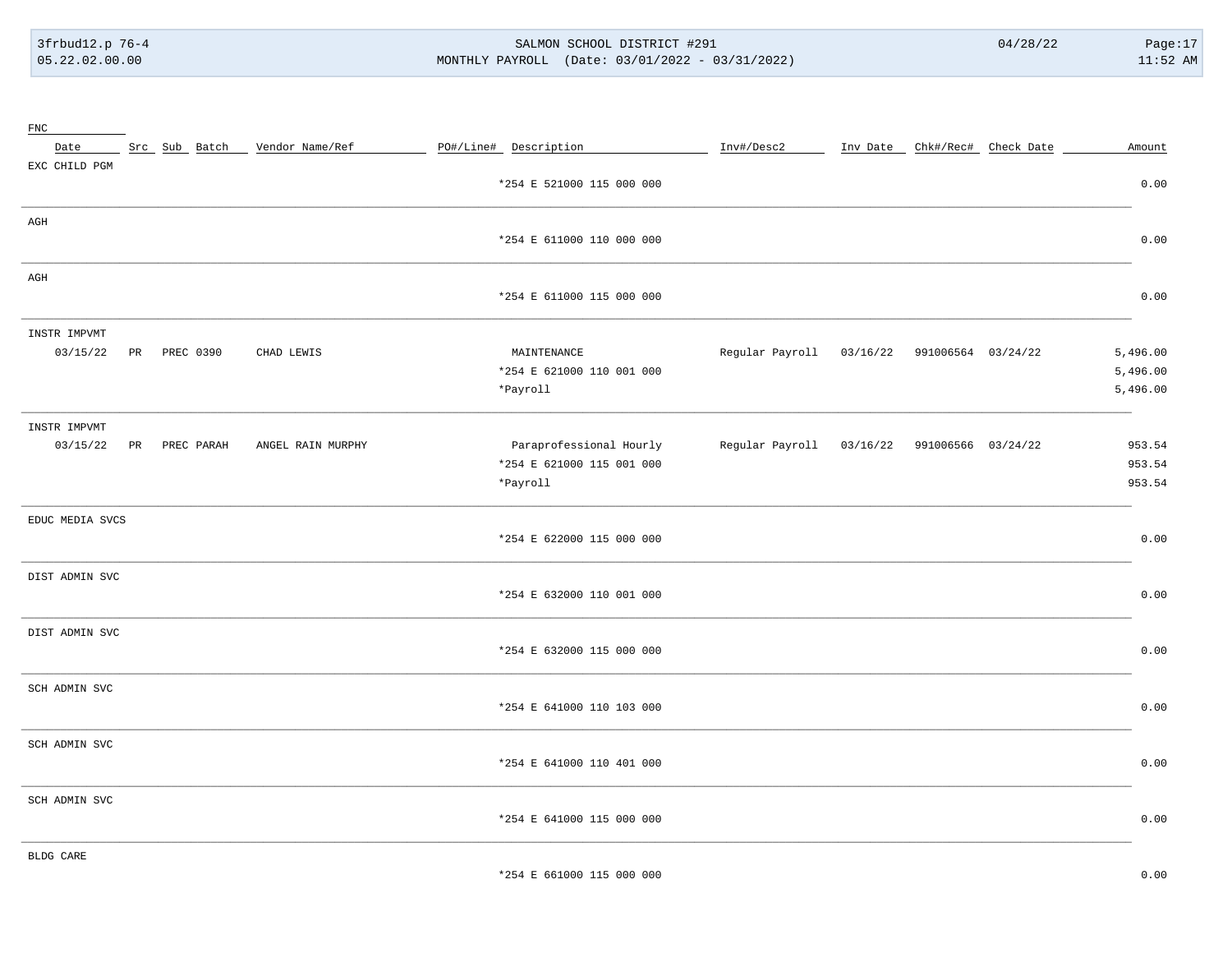| FNC | | | | | | | | | | | |
|---|---|---|---|---|---|---|---|---|---|---|---|
| Date | Src | Sub | Batch | Vendor Name/Ref | PO#/Line# | Description | Inv#/Desc2 | Inv Date | Chk#/Rec# | Check Date | Amount |
| EXC CHILD PGM | | | | | | | | | | | |
| | | | | | | *254 E 521000 115 000 000 | | | | | 0.00 |
| AGH | | | | | | | | | | | |
| | | | | | | *254 E 611000 110 000 000 | | | | | 0.00 |
| AGH | | | | | | | | | | | |
| | | | | | | *254 E 611000 115 000 000 | | | | | 0.00 |
| INSTR IMPVMT | | | | | | | | | | | |
| 03/15/22 | PR | PREC | 0390 | CHAD LEWIS | | MAINTENANCE | Regular Payroll | 03/16/22 | 991006564 | 03/24/22 | 5,496.00 |
| | | | | | | *254 E 621000 110 001 000 | | | | | 5,496.00 |
| | | | | | | *Payroll | | | | | 5,496.00 |
| INSTR IMPVMT | | | | | | | | | | | |
| 03/15/22 | PR | PREC | PARAH | ANGEL RAIN MURPHY | | Paraprofessional Hourly | Regular Payroll | 03/16/22 | 991006566 | 03/24/22 | 953.54 |
| | | | | | | *254 E 621000 115 001 000 | | | | | 953.54 |
| | | | | | | *Payroll | | | | | 953.54 |
| EDUC MEDIA SVCS | | | | | | | | | | | |
| | | | | | | *254 E 622000 115 000 000 | | | | | 0.00 |
| DIST ADMIN SVC | | | | | | | | | | | |
| | | | | | | *254 E 632000 110 001 000 | | | | | 0.00 |
| DIST ADMIN SVC | | | | | | | | | | | |
| | | | | | | *254 E 632000 115 000 000 | | | | | 0.00 |
| SCH ADMIN SVC | | | | | | | | | | | |
| | | | | | | *254 E 641000 110 103 000 | | | | | 0.00 |
| SCH ADMIN SVC | | | | | | | | | | | |
| | | | | | | *254 E 641000 110 401 000 | | | | | 0.00 |
| SCH ADMIN SVC | | | | | | | | | | | |
| | | | | | | *254 E 641000 115 000 000 | | | | | 0.00 |
| BLDG CARE | | | | | | | | | | | |
| | | | | | | *254 E 661000 115 000 000 | | | | | 0.00 |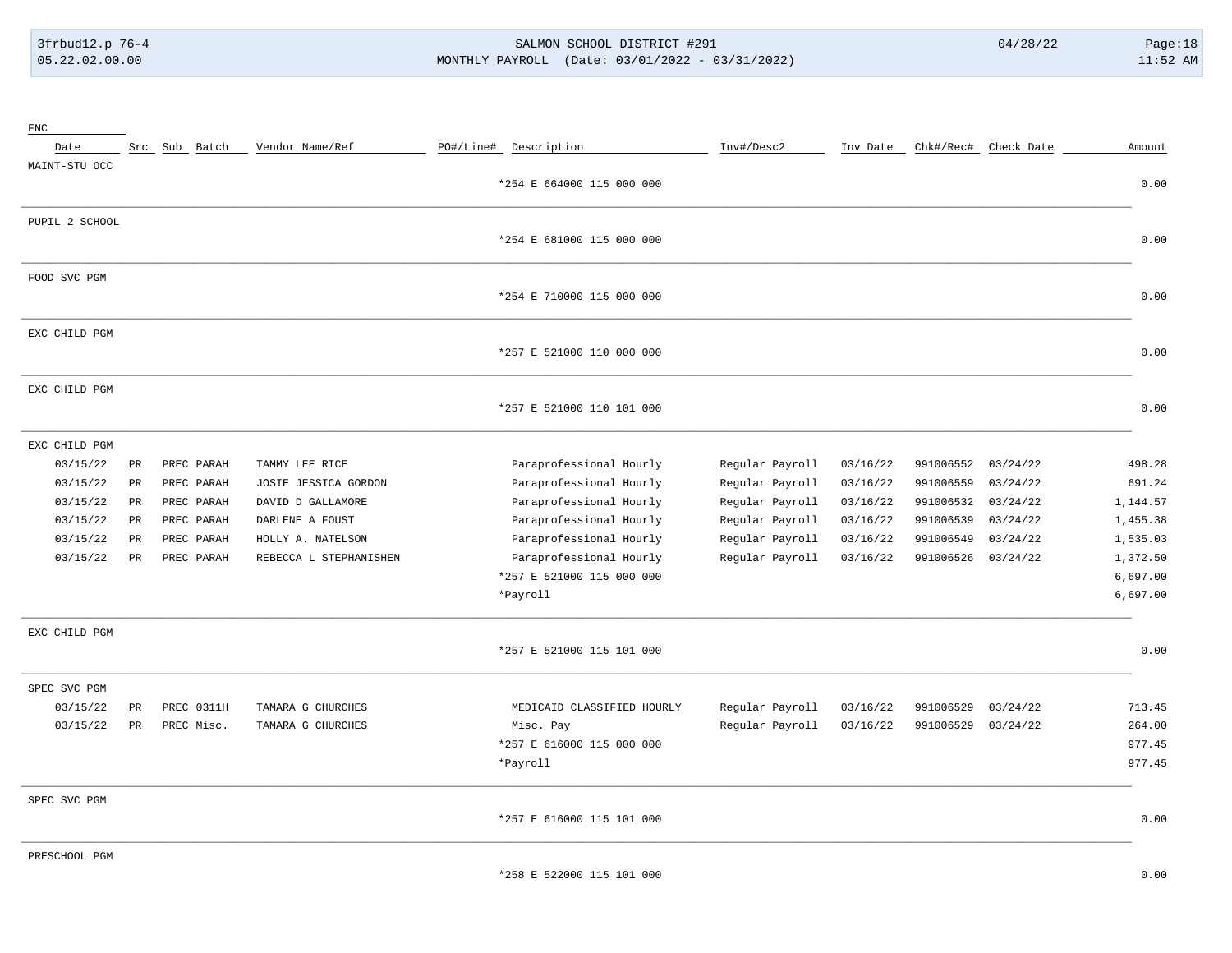| Date | Src | Sub | Batch | Vendor Name/Ref | PO#/Line# | Description | Inv#/Desc2 | Inv Date | Chk#/Rec# | Check Date | Amount |
|---|---|---|---|---|---|---|---|---|---|---|---|
| **MAINT-STU OCC** | | | | | | | | | | | |
| | | | | | | *254 E 664000 115 000 000 | | | | | 0.00 |
| **PUPIL 2 SCHOOL** | | | | | | | | | | | |
| | | | | | | *254 E 681000 115 000 000 | | | | | 0.00 |
| **FOOD SVC PGM** | | | | | | | | | | | |
| | | | | | | *254 E 710000 115 000 000 | | | | | 0.00 |
| **EXC CHILD PGM** | | | | | | | | | | | |
| | | | | | | *257 E 521000 110 000 000 | | | | | 0.00 |
| **EXC CHILD PGM** | | | | | | | | | | | |
| | | | | | | *257 E 521000 110 101 000 | | | | | 0.00 |
| **EXC CHILD PGM** | | | | | | | | | | | |
| 03/15/22 | PR | PREC | PARAH | TAMMY LEE RICE | | Paraprofessional Hourly | Regular Payroll | 03/16/22 | 991006552 | 03/24/22 | 498.28 |
| 03/15/22 | PR | PREC | PARAH | JOSIE JESSICA GORDON | | Paraprofessional Hourly | Regular Payroll | 03/16/22 | 991006559 | 03/24/22 | 691.24 |
| 03/15/22 | PR | PREC | PARAH | DAVID D GALLAMORE | | Paraprofessional Hourly | Regular Payroll | 03/16/22 | 991006532 | 03/24/22 | 1,144.57 |
| 03/15/22 | PR | PREC | PARAH | DARLENE A FOUST | | Paraprofessional Hourly | Regular Payroll | 03/16/22 | 991006539 | 03/24/22 | 1,455.38 |
| 03/15/22 | PR | PREC | PARAH | HOLLY A. NATELSON | | Paraprofessional Hourly | Regular Payroll | 03/16/22 | 991006549 | 03/24/22 | 1,535.03 |
| 03/15/22 | PR | PREC | PARAH | REBECCA L STEPHANISHEN | | Paraprofessional Hourly | Regular Payroll | 03/16/22 | 991006526 | 03/24/22 | 1,372.50 |
| | | | | | | *257 E 521000 115 000 000 | | | | | 6,697.00 |
| | | | | | | *Payroll | | | | | 6,697.00 |
| **EXC CHILD PGM** | | | | | | | | | | | |
| | | | | | | *257 E 521000 115 101 000 | | | | | 0.00 |
| **SPEC SVC PGM** | | | | | | | | | | | |
| 03/15/22 | PR | PREC | 0311H | TAMARA G CHURCHES | | MEDICAID CLASSIFIED HOURLY | Regular Payroll | 03/16/22 | 991006529 | 03/24/22 | 713.45 |
| 03/15/22 | PR | PREC | Misc. | TAMARA G CHURCHES | | Misc. Pay | Regular Payroll | 03/16/22 | 991006529 | 03/24/22 | 264.00 |
| | | | | | | *257 E 616000 115 000 000 | | | | | 977.45 |
| | | | | | | *Payroll | | | | | 977.45 |
| **SPEC SVC PGM** | | | | | | | | | | | |
| | | | | | | *257 E 616000 115 101 000 | | | | | 0.00 |
| **PRESCHOOL PGM** | | | | | | | | | | | |
| | | | | | | *258 E 522000 115 101 000 | | | | | 0.00 |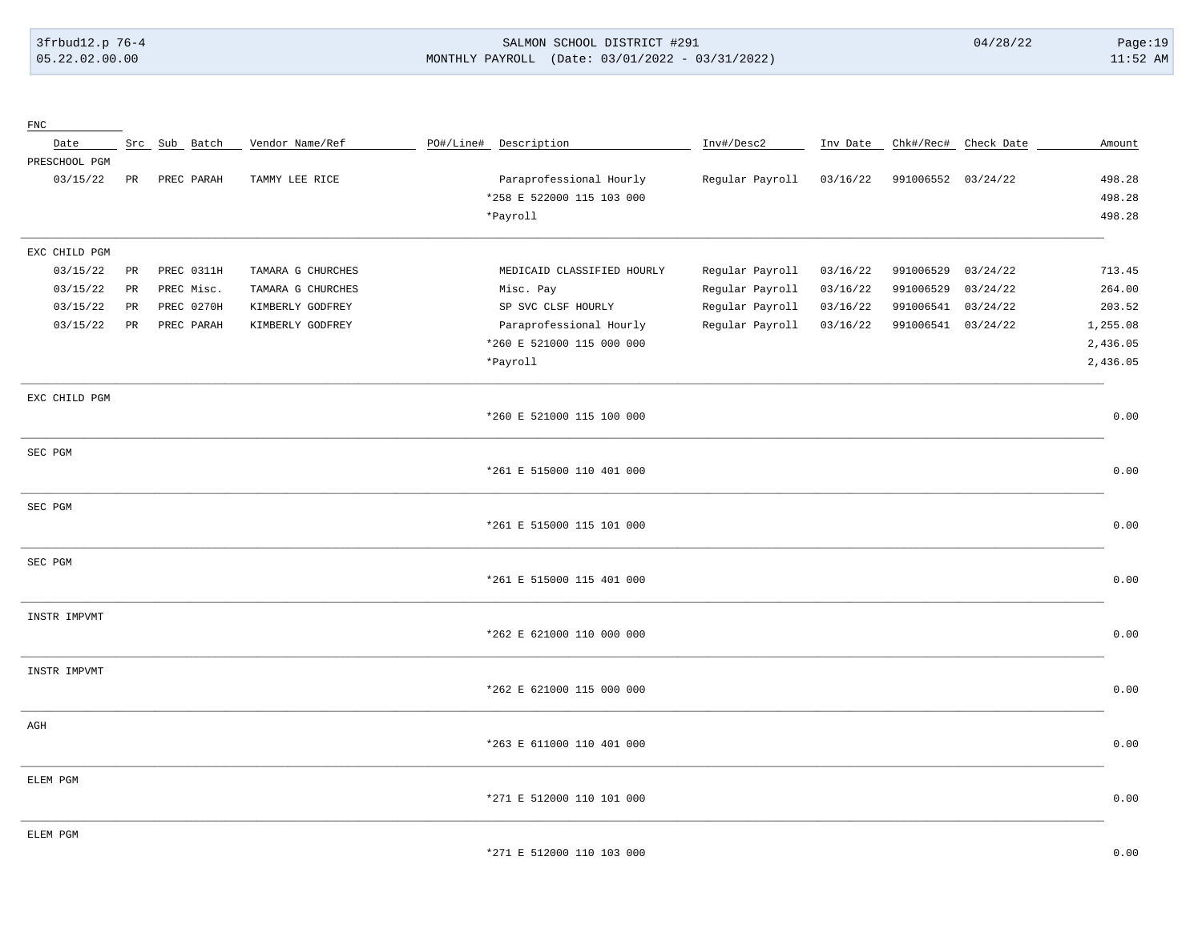| FNC Date | Src | Sub | Batch | Vendor Name/Ref | PO#/Line# | Description | Inv#/Desc2 | Inv Date | Chk#/Rec# | Check Date | Amount |
|---|---|---|---|---|---|---|---|---|---|---|---|
| PRESCHOOL PGM | | | | | | | | | | | |
| 03/15/22 | PR | PREC | PARAH | TAMMY LEE RICE | | Paraprofessional Hourly | Regular Payroll | 03/16/22 | 991006552 | 03/24/22 | 498.28 |
| | | | | | | *258 E 522000 115 103 000 | | | | | 498.28 |
| | | | | | | *Payroll | | | | | 498.28 |
| EXC CHILD PGM | | | | | | | | | | | |
| 03/15/22 | PR | PREC | 0311H | TAMARA G CHURCHES | | MEDICAID CLASSIFIED HOURLY | Regular Payroll | 03/16/22 | 991006529 | 03/24/22 | 713.45 |
| 03/15/22 | PR | PREC | Misc. | TAMARA G CHURCHES | | Misc. Pay | Regular Payroll | 03/16/22 | 991006529 | 03/24/22 | 264.00 |
| 03/15/22 | PR | PREC | 0270H | KIMBERLY GODFREY | | SP SVC CLSF HOURLY | Regular Payroll | 03/16/22 | 991006541 | 03/24/22 | 203.52 |
| 03/15/22 | PR | PREC | PARAH | KIMBERLY GODFREY | | Paraprofessional Hourly | Regular Payroll | 03/16/22 | 991006541 | 03/24/22 | 1,255.08 |
| | | | | | | *260 E 521000 115 000 000 | | | | | 2,436.05 |
| | | | | | | *Payroll | | | | | 2,436.05 |
| EXC CHILD PGM | | | | | | | | | | | |
| | | | | | | *260 E 521000 115 100 000 | | | | | 0.00 |
| SEC PGM | | | | | | | | | | | |
| | | | | | | *261 E 515000 110 401 000 | | | | | 0.00 |
| SEC PGM | | | | | | | | | | | |
| | | | | | | *261 E 515000 115 101 000 | | | | | 0.00 |
| SEC PGM | | | | | | | | | | | |
| | | | | | | *261 E 515000 115 401 000 | | | | | 0.00 |
| INSTR IMPVMT | | | | | | | | | | | |
| | | | | | | *262 E 621000 110 000 000 | | | | | 0.00 |
| INSTR IMPVMT | | | | | | | | | | | |
| | | | | | | *262 E 621000 115 000 000 | | | | | 0.00 |
| AGH | | | | | | | | | | | |
| | | | | | | *263 E 611000 110 401 000 | | | | | 0.00 |
| ELEM PGM | | | | | | | | | | | |
| | | | | | | *271 E 512000 110 101 000 | | | | | 0.00 |
| ELEM PGM | | | | | | | | | | | |
| | | | | | | *271 E 512000 110 103 000 | | | | | 0.00 |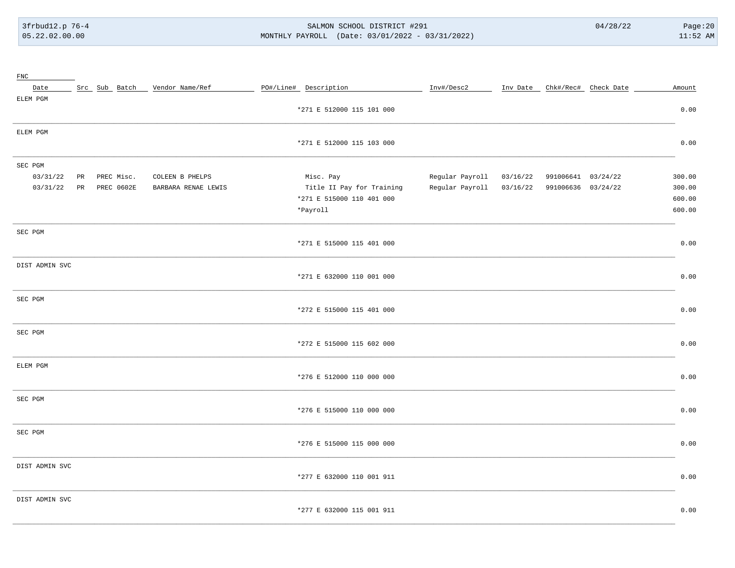| FNC | | | | | | | | | | | |
|---|---|---|---|---|---|---|---|---|---|---|---|
| Date | Src | Sub | Batch | Vendor Name/Ref | PO#/Line# | Description | Inv#/Desc2 | Inv Date | Chk#/Rec# | Check Date | Amount |
| ELEM PGM | | | | | | | | | | | |
| | | | | | | *271 E 512000 115 101 000 | | | | | 0.00 |
| ELEM PGM | | | | | | | | | | | |
| | | | | | | *271 E 512000 115 103 000 | | | | | 0.00 |
| SEC PGM | | | | | | | | | | | |
| 03/31/22 | PR | PREC | Misc. | COLEEN B PHELPS | | Misc. Pay | Regular Payroll | 03/16/22 | 991006641 | 03/24/22 | 300.00 |
| 03/31/22 | PR | PREC | 0602E | BARBARA RENAE LEWIS | | Title II Pay for Training | Regular Payroll | 03/16/22 | 991006636 | 03/24/22 | 300.00 |
| | | | | | | *271 E 515000 110 401 000 | | | | | 600.00 |
| | | | | | | *Payroll | | | | | 600.00 |
| SEC PGM | | | | | | | | | | | |
| | | | | | | *271 E 515000 115 401 000 | | | | | 0.00 |
| DIST ADMIN SVC | | | | | | | | | | | |
| | | | | | | *271 E 632000 110 001 000 | | | | | 0.00 |
| SEC PGM | | | | | | | | | | | |
| | | | | | | *272 E 515000 115 401 000 | | | | | 0.00 |
| SEC PGM | | | | | | | | | | | |
| | | | | | | *272 E 515000 115 602 000 | | | | | 0.00 |
| ELEM PGM | | | | | | | | | | | |
| | | | | | | *276 E 512000 110 000 000 | | | | | 0.00 |
| SEC PGM | | | | | | | | | | | |
| | | | | | | *276 E 515000 110 000 000 | | | | | 0.00 |
| SEC PGM | | | | | | | | | | | |
| | | | | | | *276 E 515000 115 000 000 | | | | | 0.00 |
| DIST ADMIN SVC | | | | | | | | | | | |
| | | | | | | *277 E 632000 110 001 911 | | | | | 0.00 |
| DIST ADMIN SVC | | | | | | | | | | | |
| | | | | | | *277 E 632000 115 001 911 | | | | | 0.00 |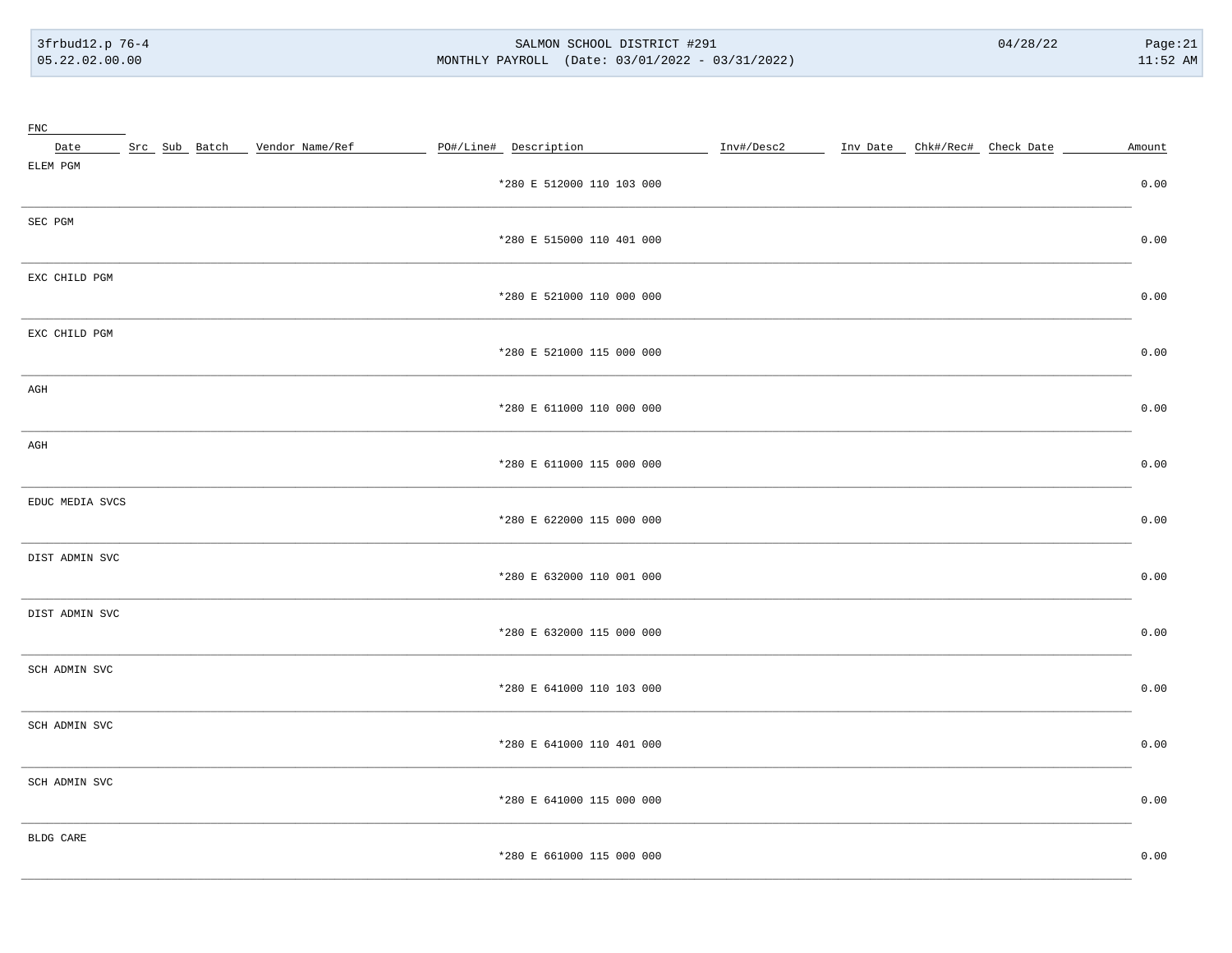| FNC | | | | | | | | | | | |
|---|---|---|---|---|---|---|---|---|---|---|---|
| Date | Src | Sub | Batch | Vendor Name/Ref | PO#/Line# | Description | Inv#/Desc2 | Inv Date | Chk#/Rec# | Check Date | Amount |
| ELEM PGM | | | | | | | | | | | |
| | | | | | | *280 E 512000 110 103 000 | | | | | 0.00 |
| SEC PGM | | | | | | | | | | | |
| | | | | | | *280 E 515000 110 401 000 | | | | | 0.00 |
| EXC CHILD PGM | | | | | | | | | | | |
| | | | | | | *280 E 521000 110 000 000 | | | | | 0.00 |
| EXC CHILD PGM | | | | | | | | | | | |
| | | | | | | *280 E 521000 115 000 000 | | | | | 0.00 |
| AGH | | | | | | | | | | | |
| | | | | | | *280 E 611000 110 000 000 | | | | | 0.00 |
| AGH | | | | | | | | | | | |
| | | | | | | *280 E 611000 115 000 000 | | | | | 0.00 |
| EDUC MEDIA SVCS | | | | | | | | | | | |
| | | | | | | *280 E 622000 115 000 000 | | | | | 0.00 |
| DIST ADMIN SVC | | | | | | | | | | | |
| | | | | | | *280 E 632000 110 001 000 | | | | | 0.00 |
| DIST ADMIN SVC | | | | | | | | | | | |
| | | | | | | *280 E 632000 115 000 000 | | | | | 0.00 |
| SCH ADMIN SVC | | | | | | | | | | | |
| | | | | | | *280 E 641000 110 103 000 | | | | | 0.00 |
| SCH ADMIN SVC | | | | | | | | | | | |
| | | | | | | *280 E 641000 110 401 000 | | | | | 0.00 |
| SCH ADMIN SVC | | | | | | | | | | | |
| | | | | | | *280 E 641000 115 000 000 | | | | | 0.00 |
| BLDG CARE | | | | | | | | | | | |
| | | | | | | *280 E 661000 115 000 000 | | | | | 0.00 |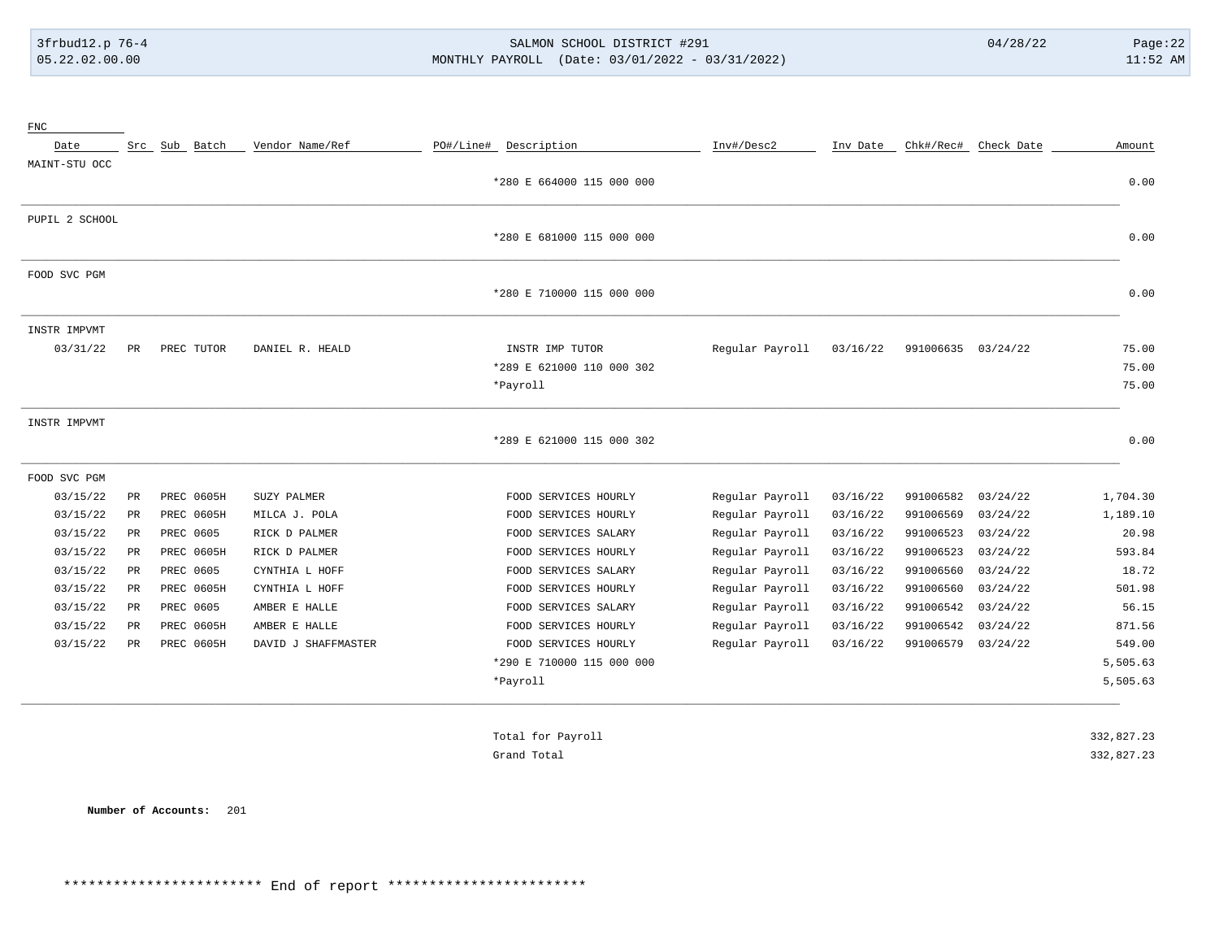| FNC Date | Src | Sub | Batch | Vendor Name/Ref | PO#/Line# | Description | Inv#/Desc2 | Inv Date | Chk#/Rec# | Check Date | Amount |
|---|---|---|---|---|---|---|---|---|---|---|---|
| MAINT-STU OCC | | | | | | | | | | | |
| | | | | | | *280 E 664000 115 000 000 | | | | | 0.00 |
| PUPIL 2 SCHOOL | | | | | | | | | | | |
| | | | | | | *280 E 681000 115 000 000 | | | | | 0.00 |
| FOOD SVC PGM | | | | | | | | | | | |
| | | | | | | *280 E 710000 115 000 000 | | | | | 0.00 |
| INSTR IMPVMT | | | | | | | | | | | |
| 03/31/22 | PR | PREC | TUTOR | DANIEL R. HEALD | | INSTR IMP TUTOR | Regular Payroll | 03/16/22 | 991006635 | 03/24/22 | 75.00 |
| | | | | | | *289 E 621000 110 000 302 | | | | | 75.00 |
| | | | | | | *Payroll | | | | | 75.00 |
| INSTR IMPVMT | | | | | | | | | | | |
| | | | | | | *289 E 621000 115 000 302 | | | | | 0.00 |
| FOOD SVC PGM | | | | | | | | | | | |
| 03/15/22 | PR | PREC | 0605H | SUZY PALMER | | FOOD SERVICES HOURLY | Regular Payroll | 03/16/22 | 991006582 | 03/24/22 | 1,704.30 |
| 03/15/22 | PR | PREC | 0605H | MILCA J. POLA | | FOOD SERVICES HOURLY | Regular Payroll | 03/16/22 | 991006569 | 03/24/22 | 1,189.10 |
| 03/15/22 | PR | PREC | 0605 | RICK D PALMER | | FOOD SERVICES SALARY | Regular Payroll | 03/16/22 | 991006523 | 03/24/22 | 20.98 |
| 03/15/22 | PR | PREC | 0605H | RICK D PALMER | | FOOD SERVICES HOURLY | Regular Payroll | 03/16/22 | 991006523 | 03/24/22 | 593.84 |
| 03/15/22 | PR | PREC | 0605 | CYNTHIA L HOFF | | FOOD SERVICES SALARY | Regular Payroll | 03/16/22 | 991006560 | 03/24/22 | 18.72 |
| 03/15/22 | PR | PREC | 0605H | CYNTHIA L HOFF | | FOOD SERVICES HOURLY | Regular Payroll | 03/16/22 | 991006560 | 03/24/22 | 501.98 |
| 03/15/22 | PR | PREC | 0605 | AMBER E HALLE | | FOOD SERVICES SALARY | Regular Payroll | 03/16/22 | 991006542 | 03/24/22 | 56.15 |
| 03/15/22 | PR | PREC | 0605H | AMBER E HALLE | | FOOD SERVICES HOURLY | Regular Payroll | 03/16/22 | 991006542 | 03/24/22 | 871.56 |
| 03/15/22 | PR | PREC | 0605H | DAVID J SHAFFMASTER | | FOOD SERVICES HOURLY | Regular Payroll | 03/16/22 | 991006579 | 03/24/22 | 549.00 |
| | | | | | | *290 E 710000 115 000 000 | | | | | 5,505.63 |
| | | | | | | *Payroll | | | | | 5,505.63 |
| | | | | | | Total for Payroll | | | | | 332,827.23 |
| | | | | | | Grand Total | | | | | 332,827.23 |

**Number of Accounts:** 201

************************ End of report ************************